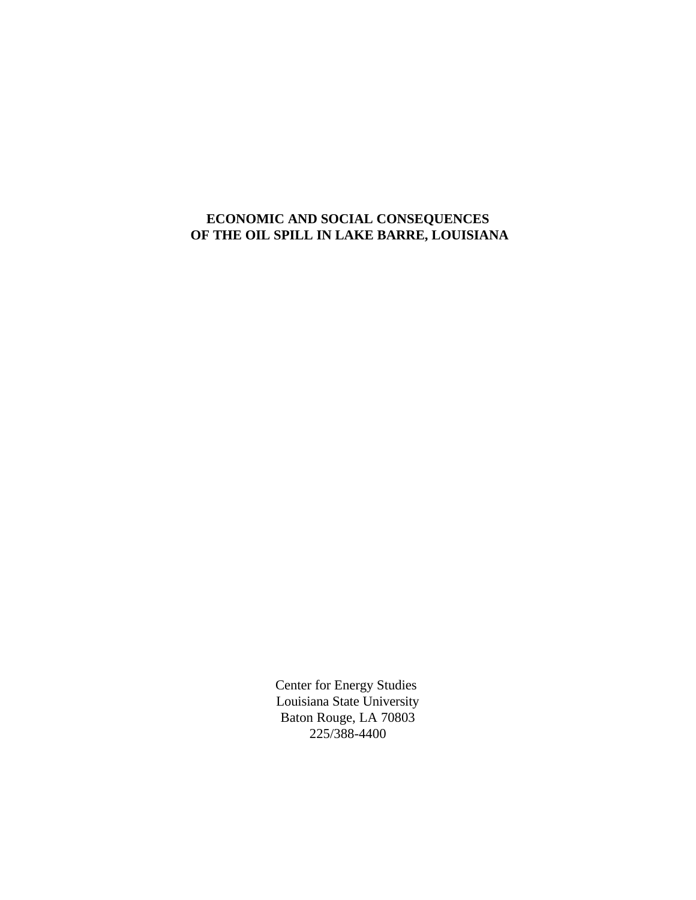# ECONOMIC AND SOCIAL CONSEQUENCES OF THE OIL SPILL IN LAKE BARRE, LOUISIANA

Center for Energy Studies
Louisiana State University
Baton Rouge, LA 70803
225/388-4400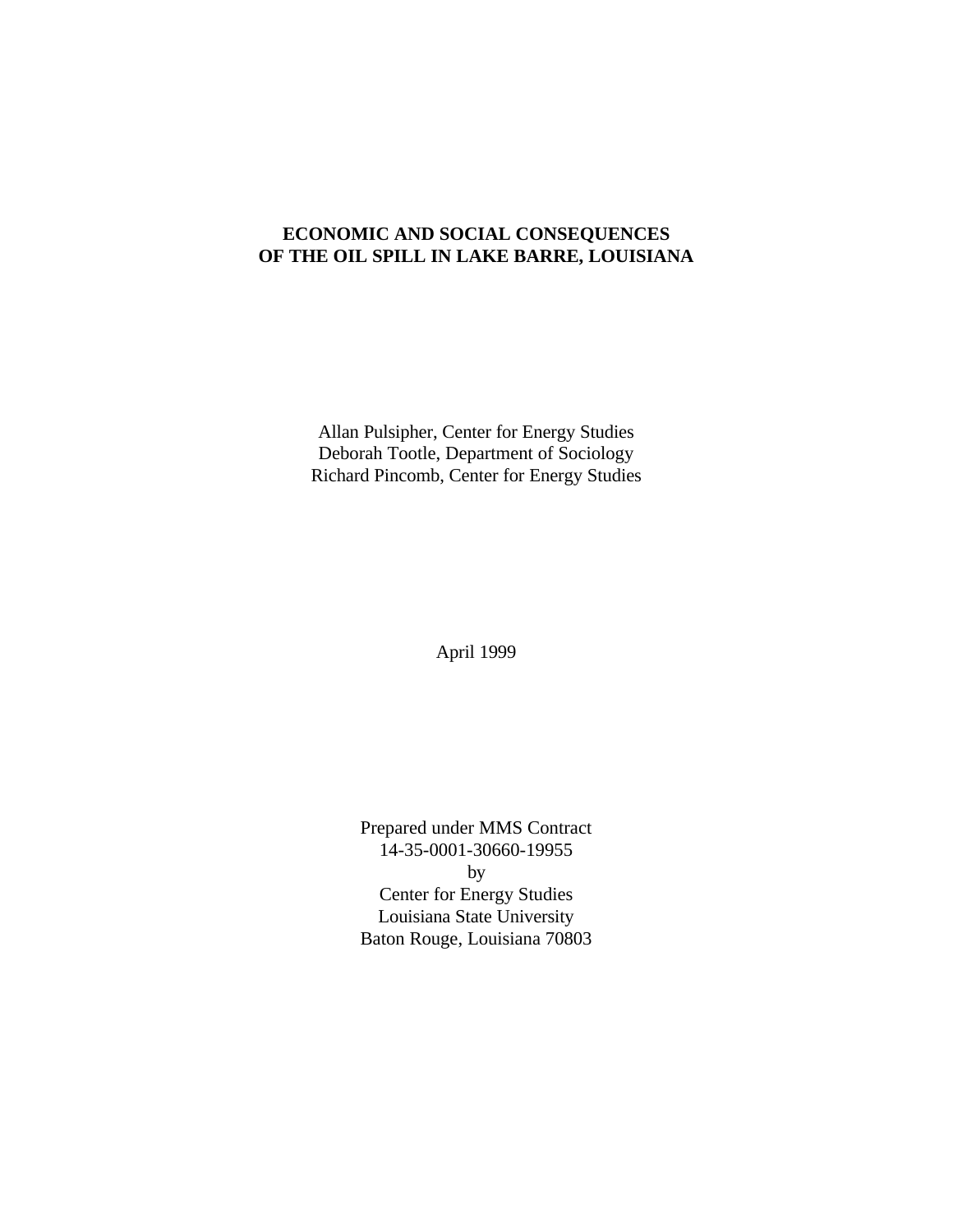# ECONOMIC AND SOCIAL CONSEQUENCES OF THE OIL SPILL IN LAKE BARRE, LOUISIANA

Allan Pulsipher, Center for Energy Studies
Deborah Tootle, Department of Sociology
Richard Pincomb, Center for Energy Studies

April 1999

Prepared under MMS Contract
14-35-0001-30660-19955
by
Center for Energy Studies
Louisiana State University
Baton Rouge, Louisiana 70803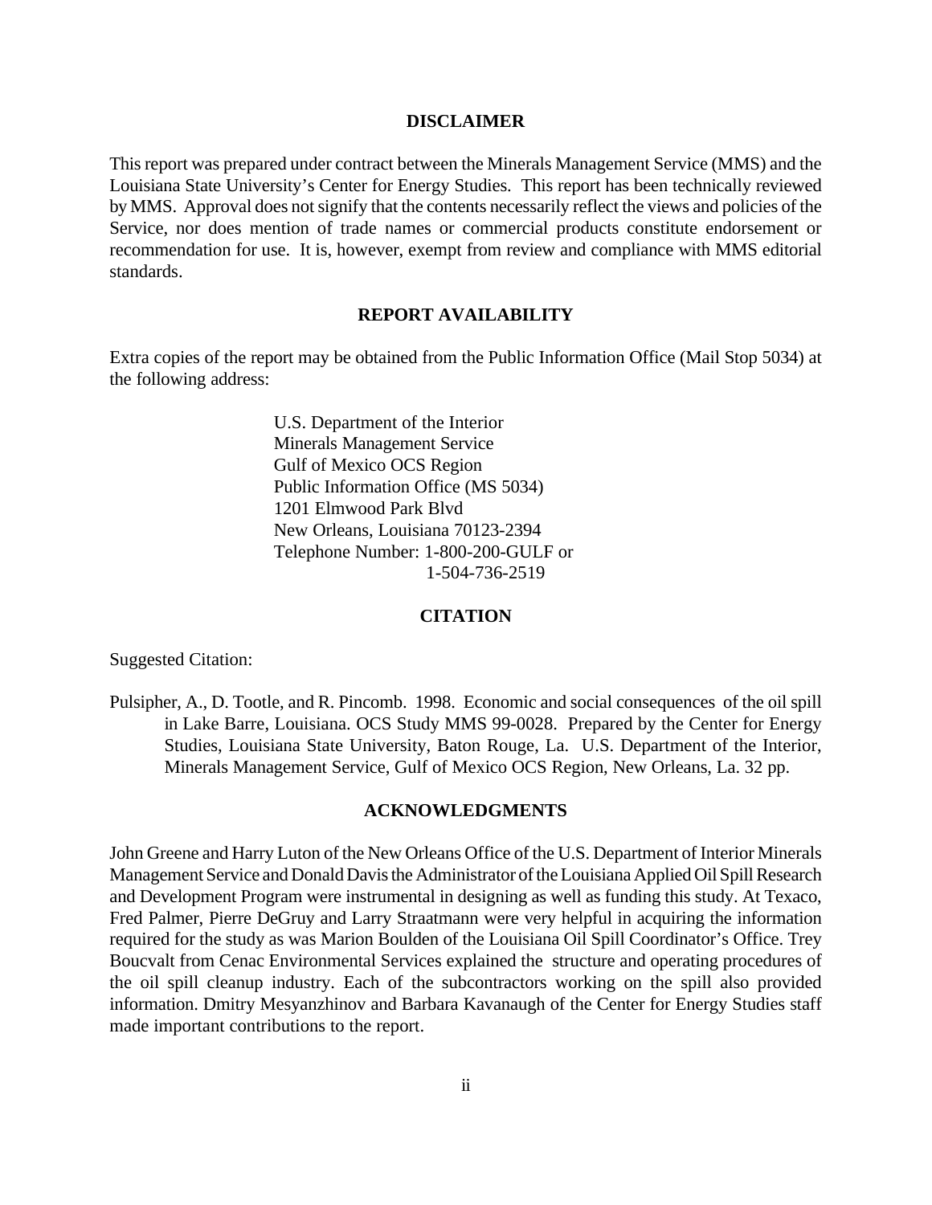## DISCLAIMER

This report was prepared under contract between the Minerals Management Service (MMS) and the Louisiana State University's Center for Energy Studies. This report has been technically reviewed by MMS. Approval does not signify that the contents necessarily reflect the views and policies of the Service, nor does mention of trade names or commercial products constitute endorsement or recommendation for use. It is, however, exempt from review and compliance with MMS editorial standards.

## REPORT AVAILABILITY

Extra copies of the report may be obtained from the Public Information Office (Mail Stop 5034) at the following address:

U.S. Department of the Interior
Minerals Management Service
Gulf of Mexico OCS Region
Public Information Office (MS 5034)
1201 Elmwood Park Blvd
New Orleans, Louisiana 70123-2394
Telephone Number: 1-800-200-GULF or
1-504-736-2519

## CITATION

Suggested Citation:

Pulsipher, A., D. Tootle, and R. Pincomb. 1998. Economic and social consequences of the oil spill in Lake Barre, Louisiana. OCS Study MMS 99-0028. Prepared by the Center for Energy Studies, Louisiana State University, Baton Rouge, La. U.S. Department of the Interior, Minerals Management Service, Gulf of Mexico OCS Region, New Orleans, La. 32 pp.

## ACKNOWLEDGMENTS

John Greene and Harry Luton of the New Orleans Office of the U.S. Department of Interior Minerals Management Service and Donald Davis the Administrator of the Louisiana Applied Oil Spill Research and Development Program were instrumental in designing as well as funding this study. At Texaco, Fred Palmer, Pierre DeGruy and Larry Straatmann were very helpful in acquiring the information required for the study as was Marion Boulden of the Louisiana Oil Spill Coordinator's Office. Trey Boucvalt from Cenac Environmental Services explained the structure and operating procedures of the oil spill cleanup industry. Each of the subcontractors working on the spill also provided information. Dmitry Mesyanzhinov and Barbara Kavanaugh of the Center for Energy Studies staff made important contributions to the report.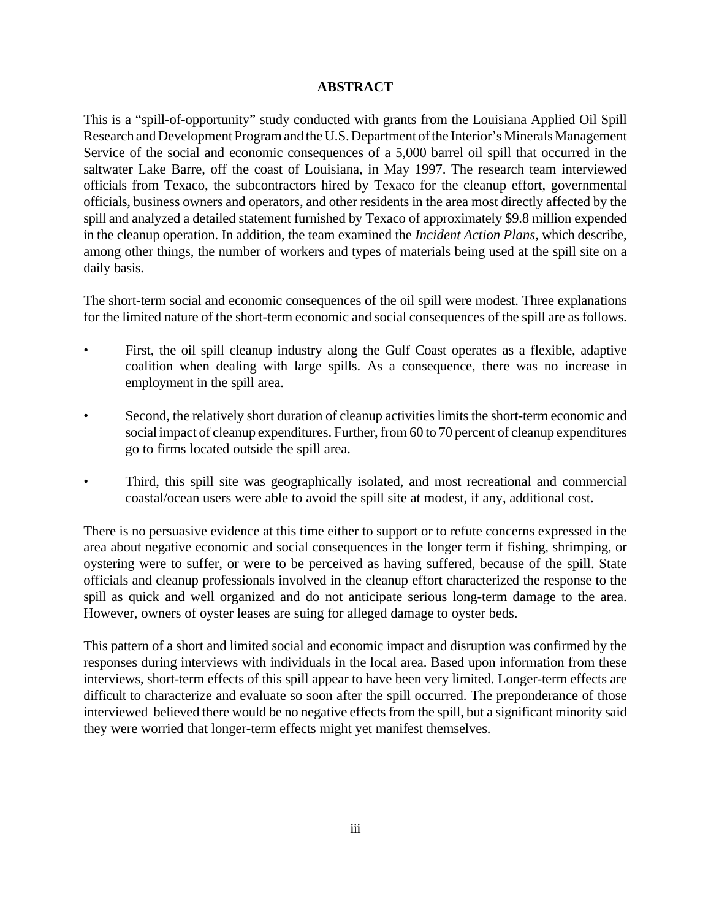# ABSTRACT

This is a "spill-of-opportunity" study conducted with grants from the Louisiana Applied Oil Spill Research and Development Program and the U.S. Department of the Interior's Minerals Management Service of the social and economic consequences of a 5,000 barrel oil spill that occurred in the saltwater Lake Barre, off the coast of Louisiana, in May 1997. The research team interviewed officials from Texaco, the subcontractors hired by Texaco for the cleanup effort, governmental officials, business owners and operators, and other residents in the area most directly affected by the spill and analyzed a detailed statement furnished by Texaco of approximately $9.8 million expended in the cleanup operation. In addition, the team examined the *Incident Action Plans*, which describe, among other things, the number of workers and types of materials being used at the spill site on a daily basis.

The short-term social and economic consequences of the oil spill were modest. Three explanations for the limited nature of the short-term economic and social consequences of the spill are as follows.

- First, the oil spill cleanup industry along the Gulf Coast operates as a flexible, adaptive coalition when dealing with large spills. As a consequence, there was no increase in employment in the spill area.
- Second, the relatively short duration of cleanup activities limits the short-term economic and social impact of cleanup expenditures. Further, from 60 to 70 percent of cleanup expenditures go to firms located outside the spill area.
- Third, this spill site was geographically isolated, and most recreational and commercial coastal/ocean users were able to avoid the spill site at modest, if any, additional cost.

There is no persuasive evidence at this time either to support or to refute concerns expressed in the area about negative economic and social consequences in the longer term if fishing, shrimping, or oystering were to suffer, or were to be perceived as having suffered, because of the spill. State officials and cleanup professionals involved in the cleanup effort characterized the response to the spill as quick and well organized and do not anticipate serious long-term damage to the area. However, owners of oyster leases are suing for alleged damage to oyster beds.

This pattern of a short and limited social and economic impact and disruption was confirmed by the responses during interviews with individuals in the local area. Based upon information from these interviews, short-term effects of this spill appear to have been very limited. Longer-term effects are difficult to characterize and evaluate so soon after the spill occurred. The preponderance of those interviewed believed there would be no negative effects from the spill, but a significant minority said they were worried that longer-term effects might yet manifest themselves.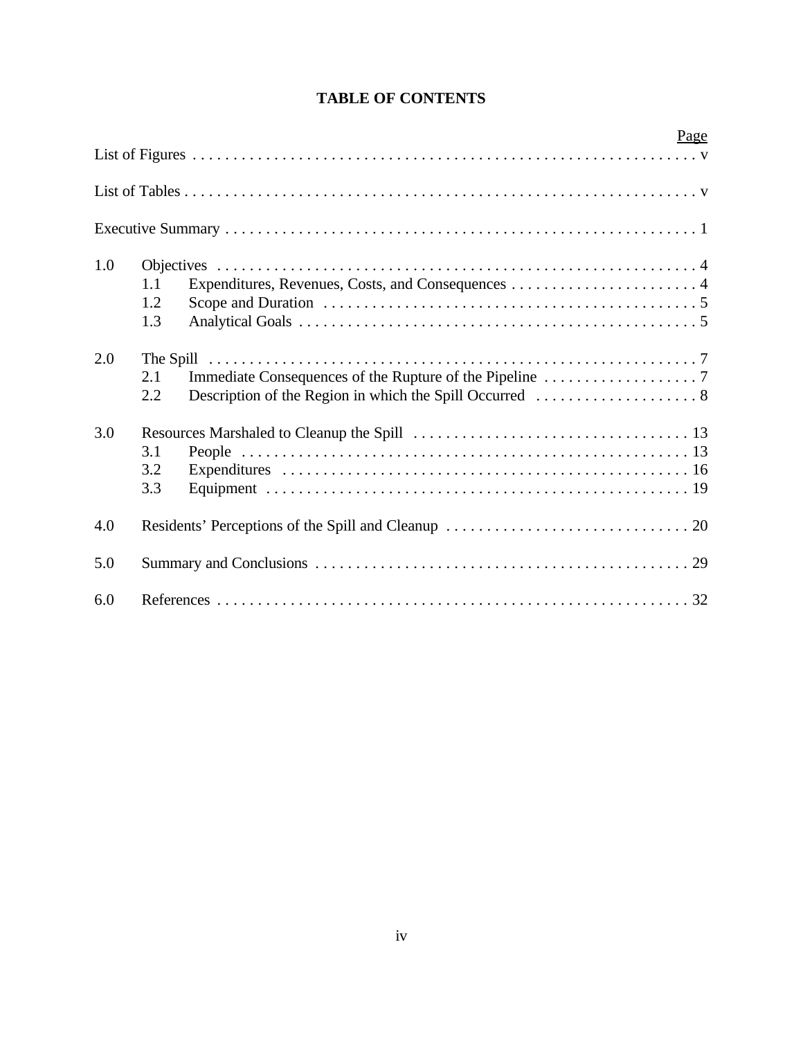# TABLE OF CONTENTS

| | | Page |
|---|---|---|
| List of Figures | | v |
| List of Tables | | v |
| Executive Summary | | 1 |
| 1.0 | Objectives | 4 |
| | 1.1 Expenditures, Revenues, Costs, and Consequences | 4 |
| | 1.2 Scope and Duration | 5 |
| | 1.3 Analytical Goals | 5 |
| 2.0 | The Spill | 7 |
| | 2.1 Immediate Consequences of the Rupture of the Pipeline | 7 |
| | 2.2 Description of the Region in which the Spill Occurred | 8 |
| 3.0 | Resources Marshaled to Cleanup the Spill | 13 |
| | 3.1 People | 13 |
| | 3.2 Expenditures | 16 |
| | 3.3 Equipment | 19 |
| 4.0 | Residents' Perceptions of the Spill and Cleanup | 20 |
| 5.0 | Summary and Conclusions | 29 |
| 6.0 | References | 32 |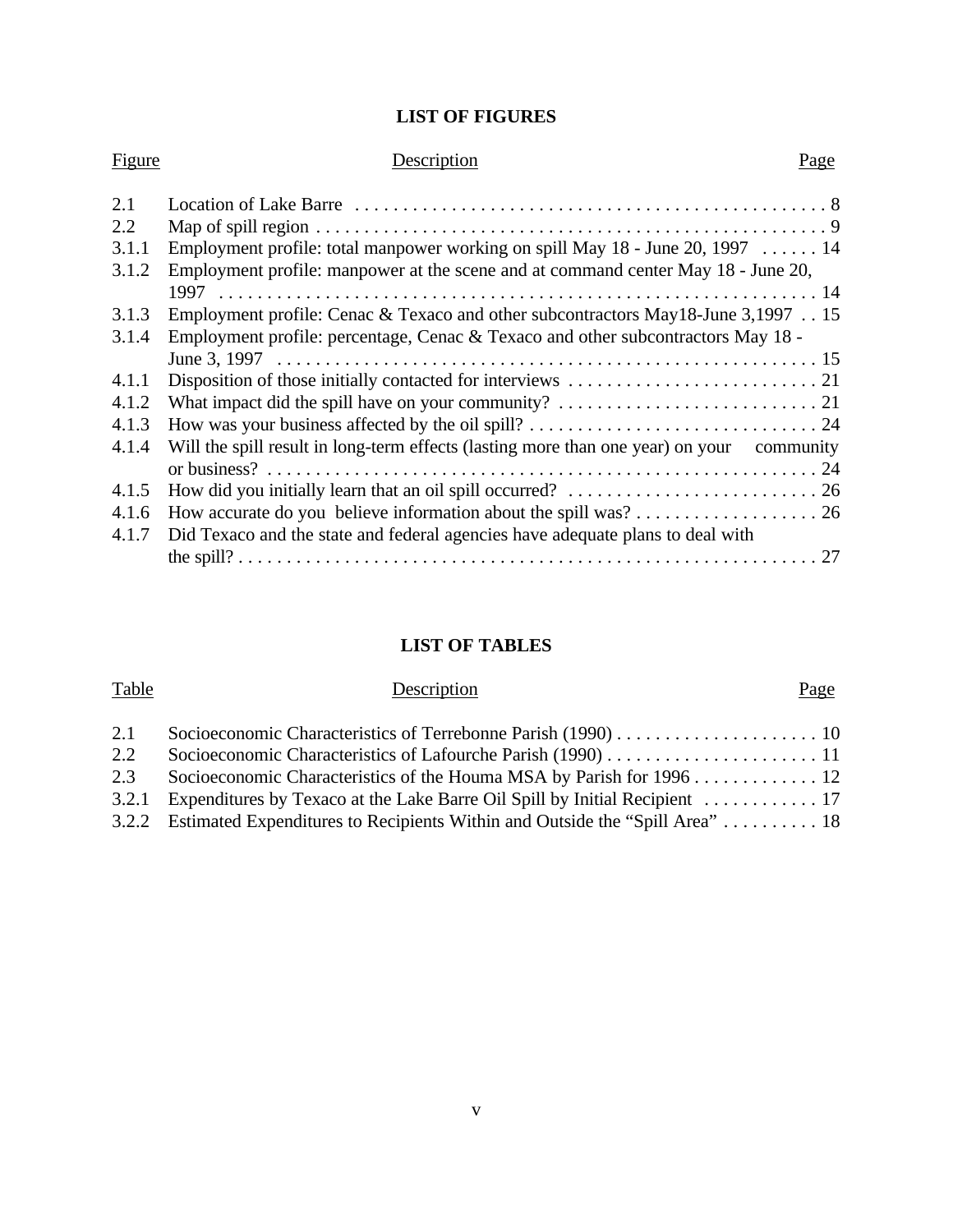## LIST OF FIGURES

| Figure | Description | Page |
|---|---|---|
| 2.1 | Location of Lake Barre | 8 |
| 2.2 | Map of spill region | 9 |
| 3.1.1 | Employment profile: total manpower working on spill May 18 - June 20, 1997 | 14 |
| 3.1.2 | Employment profile: manpower at the scene and at command center May 18 - June 20, 1997 | 14 |
| 3.1.3 | Employment profile: Cenac & Texaco and other subcontractors May18-June 3,1997 | 15 |
| 3.1.4 | Employment profile: percentage, Cenac & Texaco and other subcontractors May 18 - June 3, 1997 | 15 |
| 4.1.1 | Disposition of those initially contacted for interviews | 21 |
| 4.1.2 | What impact did the spill have on your community? | 21 |
| 4.1.3 | How was your business affected by the oil spill? | 24 |
| 4.1.4 | Will the spill result in long-term effects (lasting more than one year) on your community or business? | 24 |
| 4.1.5 | How did you initially learn that an oil spill occurred? | 26 |
| 4.1.6 | How accurate do you believe information about the spill was? | 26 |
| 4.1.7 | Did Texaco and the state and federal agencies have adequate plans to deal with the spill? | 27 |

## LIST OF TABLES

| Table | Description | Page |
|---|---|---|
| 2.1 | Socioeconomic Characteristics of Terrebonne Parish (1990) | 10 |
| 2.2 | Socioeconomic Characteristics of Lafourche Parish (1990) | 11 |
| 2.3 | Socioeconomic Characteristics of the Houma MSA by Parish for 1996 | 12 |
| 3.2.1 | Expenditures by Texaco at the Lake Barre Oil Spill by Initial Recipient | 17 |
| 3.2.2 | Estimated Expenditures to Recipients Within and Outside the "Spill Area" | 18 |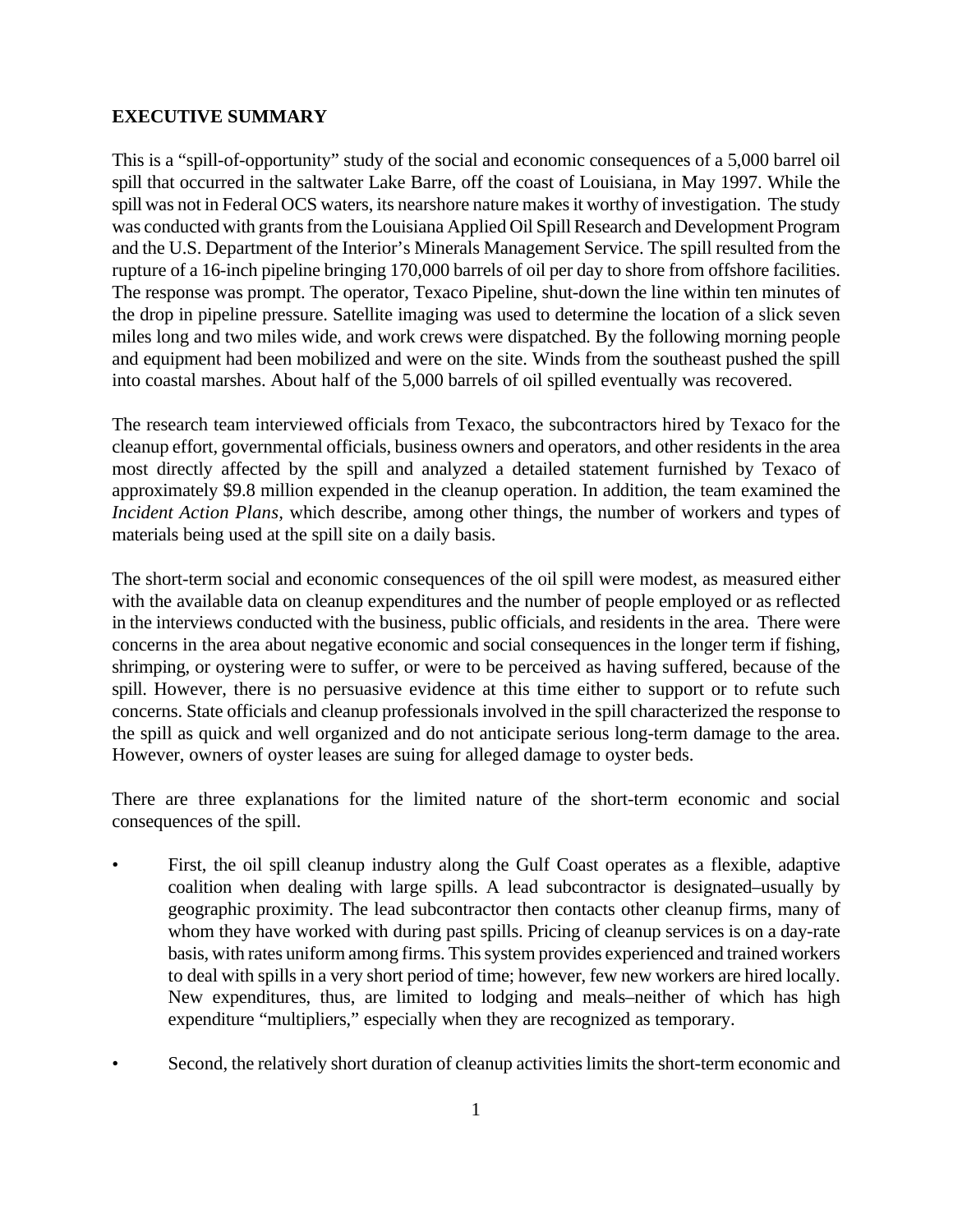## EXECUTIVE SUMMARY

This is a "spill-of-opportunity" study of the social and economic consequences of a 5,000 barrel oil spill that occurred in the saltwater Lake Barre, off the coast of Louisiana, in May 1997. While the spill was not in Federal OCS waters, its nearshore nature makes it worthy of investigation. The study was conducted with grants from the Louisiana Applied Oil Spill Research and Development Program and the U.S. Department of the Interior's Minerals Management Service. The spill resulted from the rupture of a 16-inch pipeline bringing 170,000 barrels of oil per day to shore from offshore facilities. The response was prompt. The operator, Texaco Pipeline, shut-down the line within ten minutes of the drop in pipeline pressure. Satellite imaging was used to determine the location of a slick seven miles long and two miles wide, and work crews were dispatched. By the following morning people and equipment had been mobilized and were on the site. Winds from the southeast pushed the spill into coastal marshes. About half of the 5,000 barrels of oil spilled eventually was recovered.

The research team interviewed officials from Texaco, the subcontractors hired by Texaco for the cleanup effort, governmental officials, business owners and operators, and other residents in the area most directly affected by the spill and analyzed a detailed statement furnished by Texaco of approximately $9.8 million expended in the cleanup operation. In addition, the team examined the *Incident Action Plans*, which describe, among other things, the number of workers and types of materials being used at the spill site on a daily basis.

The short-term social and economic consequences of the oil spill were modest, as measured either with the available data on cleanup expenditures and the number of people employed or as reflected in the interviews conducted with the business, public officials, and residents in the area. There were concerns in the area about negative economic and social consequences in the longer term if fishing, shrimping, or oystering were to suffer, or were to be perceived as having suffered, because of the spill. However, there is no persuasive evidence at this time either to support or to refute such concerns. State officials and cleanup professionals involved in the spill characterized the response to the spill as quick and well organized and do not anticipate serious long-term damage to the area. However, owners of oyster leases are suing for alleged damage to oyster beds.

There are three explanations for the limited nature of the short-term economic and social consequences of the spill.

- First, the oil spill cleanup industry along the Gulf Coast operates as a flexible, adaptive coalition when dealing with large spills. A lead subcontractor is designated–usually by geographic proximity. The lead subcontractor then contacts other cleanup firms, many of whom they have worked with during past spills. Pricing of cleanup services is on a day-rate basis, with rates uniform among firms. This system provides experienced and trained workers to deal with spills in a very short period of time; however, few new workers are hired locally. New expenditures, thus, are limited to lodging and meals–neither of which has high expenditure "multipliers," especially when they are recognized as temporary.

- Second, the relatively short duration of cleanup activities limits the short-term economic and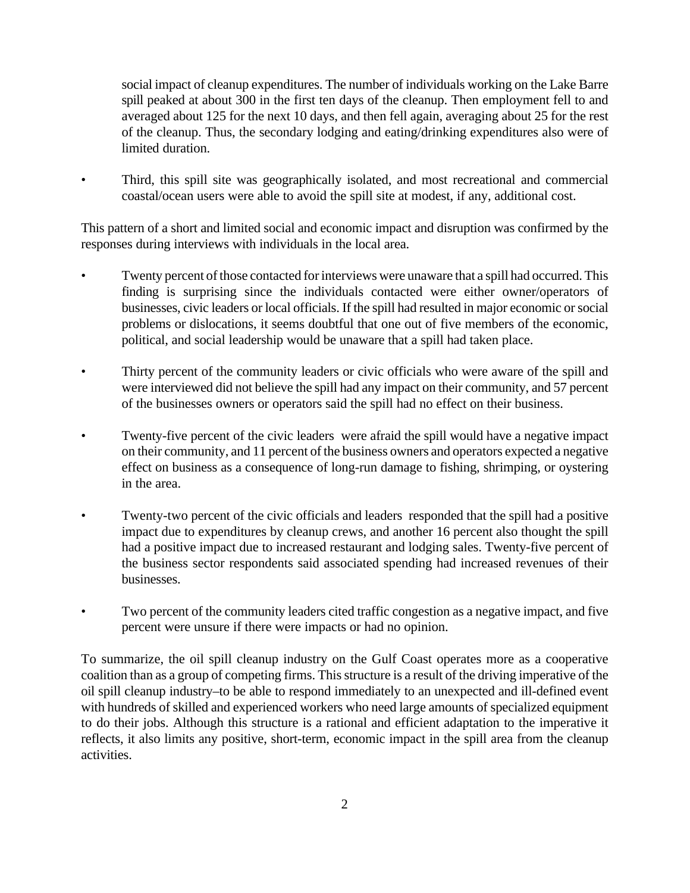social impact of cleanup expenditures. The number of individuals working on the Lake Barre spill peaked at about 300 in the first ten days of the cleanup. Then employment fell to and averaged about 125 for the next 10 days, and then fell again, averaging about 25 for the rest of the cleanup. Thus, the secondary lodging and eating/drinking expenditures also were of limited duration.

- Third, this spill site was geographically isolated, and most recreational and commercial coastal/ocean users were able to avoid the spill site at modest, if any, additional cost.

This pattern of a short and limited social and economic impact and disruption was confirmed by the responses during interviews with individuals in the local area.

- Twenty percent of those contacted for interviews were unaware that a spill had occurred. This finding is surprising since the individuals contacted were either owner/operators of businesses, civic leaders or local officials. If the spill had resulted in major economic or social problems or dislocations, it seems doubtful that one out of five members of the economic, political, and social leadership would be unaware that a spill had taken place.

- Thirty percent of the community leaders or civic officials who were aware of the spill and were interviewed did not believe the spill had any impact on their community, and 57 percent of the businesses owners or operators said the spill had no effect on their business.

- Twenty-five percent of the civic leaders were afraid the spill would have a negative impact on their community, and 11 percent of the business owners and operators expected a negative effect on business as a consequence of long-run damage to fishing, shrimping, or oystering in the area.

- Twenty-two percent of the civic officials and leaders responded that the spill had a positive impact due to expenditures by cleanup crews, and another 16 percent also thought the spill had a positive impact due to increased restaurant and lodging sales. Twenty-five percent of the business sector respondents said associated spending had increased revenues of their businesses.

- Two percent of the community leaders cited traffic congestion as a negative impact, and five percent were unsure if there were impacts or had no opinion.

To summarize, the oil spill cleanup industry on the Gulf Coast operates more as a cooperative coalition than as a group of competing firms. This structure is a result of the driving imperative of the oil spill cleanup industry–to be able to respond immediately to an unexpected and ill-defined event with hundreds of skilled and experienced workers who need large amounts of specialized equipment to do their jobs. Although this structure is a rational and efficient adaptation to the imperative it reflects, it also limits any positive, short-term, economic impact in the spill area from the cleanup activities.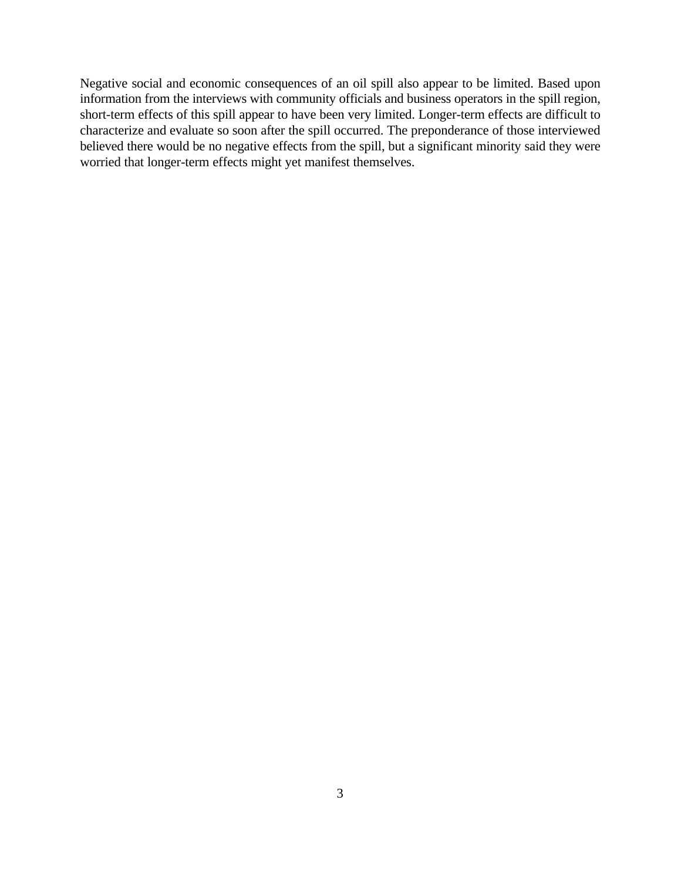Negative social and economic consequences of an oil spill also appear to be limited. Based upon information from the interviews with community officials and business operators in the spill region, short-term effects of this spill appear to have been very limited. Longer-term effects are difficult to characterize and evaluate so soon after the spill occurred. The preponderance of those interviewed believed there would be no negative effects from the spill, but a significant minority said they were worried that longer-term effects might yet manifest themselves.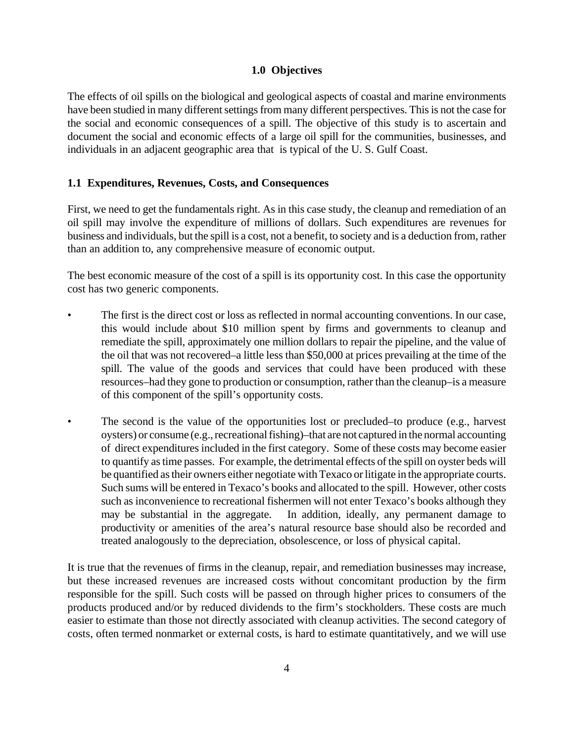# 1.0 Objectives

The effects of oil spills on the biological and geological aspects of coastal and marine environments have been studied in many different settings from many different perspectives. This is not the case for the social and economic consequences of a spill. The objective of this study is to ascertain and document the social and economic effects of a large oil spill for the communities, businesses, and individuals in an adjacent geographic area that is typical of the U. S. Gulf Coast.

## 1.1 Expenditures, Revenues, Costs, and Consequences

First, we need to get the fundamentals right. As in this case study, the cleanup and remediation of an oil spill may involve the expenditure of millions of dollars. Such expenditures are revenues for business and individuals, but the spill is a cost, not a benefit, to society and is a deduction from, rather than an addition to, any comprehensive measure of economic output.

The best economic measure of the cost of a spill is its opportunity cost. In this case the opportunity cost has two generic components.

- The first is the direct cost or loss as reflected in normal accounting conventions. In our case, this would include about $10 million spent by firms and governments to cleanup and remediate the spill, approximately one million dollars to repair the pipeline, and the value of the oil that was not recovered–a little less than $50,000 at prices prevailing at the time of the spill. The value of the goods and services that could have been produced with these resources–had they gone to production or consumption, rather than the cleanup–is a measure of this component of the spill's opportunity costs.

- The second is the value of the opportunities lost or precluded–to produce (e.g., harvest oysters) or consume (e.g., recreational fishing)–that are not captured in the normal accounting of direct expenditures included in the first category. Some of these costs may become easier to quantify as time passes. For example, the detrimental effects of the spill on oyster beds will be quantified as their owners either negotiate with Texaco or litigate in the appropriate courts. Such sums will be entered in Texaco's books and allocated to the spill. However, other costs such as inconvenience to recreational fishermen will not enter Texaco's books although they may be substantial in the aggregate. In addition, ideally, any permanent damage to productivity or amenities of the area's natural resource base should also be recorded and treated analogously to the depreciation, obsolescence, or loss of physical capital.

It is true that the revenues of firms in the cleanup, repair, and remediation businesses may increase, but these increased revenues are increased costs without concomitant production by the firm responsible for the spill. Such costs will be passed on through higher prices to consumers of the products produced and/or by reduced dividends to the firm's stockholders. These costs are much easier to estimate than those not directly associated with cleanup activities. The second category of costs, often termed nonmarket or external costs, is hard to estimate quantitatively, and we will use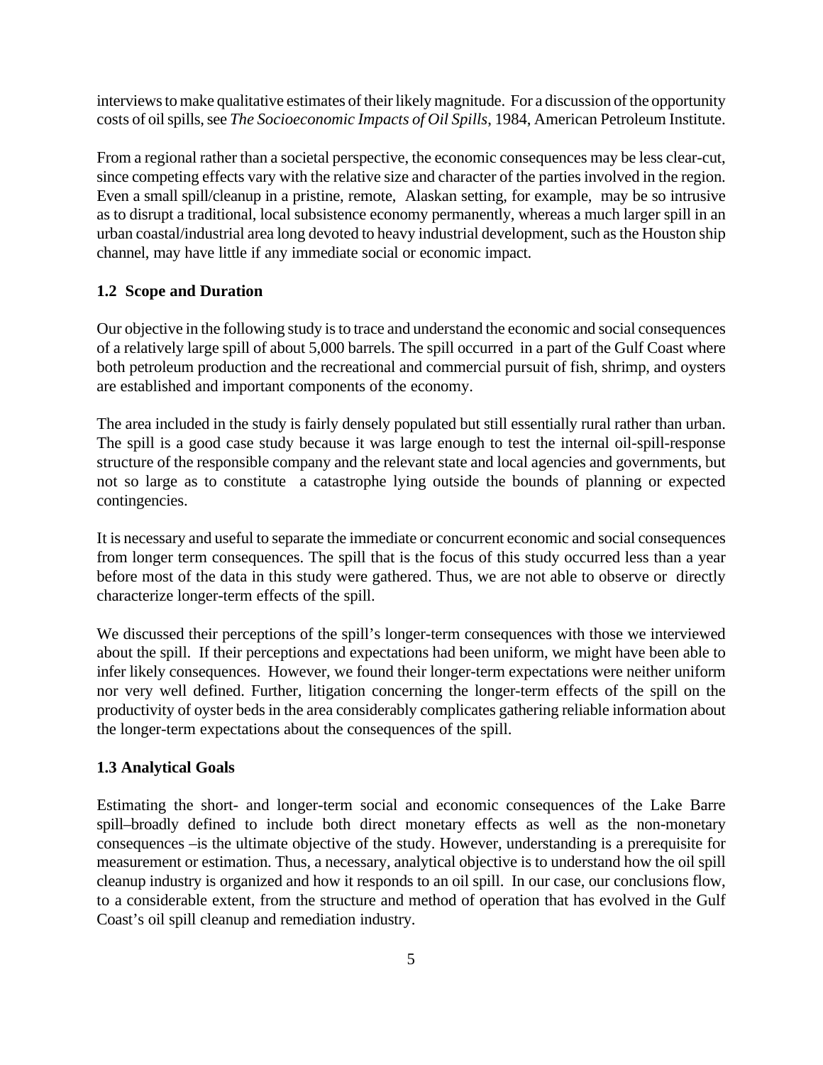interviews to make qualitative estimates of their likely magnitude. For a discussion of the opportunity costs of oil spills, see *The Socioeconomic Impacts of Oil Spills*, 1984, American Petroleum Institute.

From a regional rather than a societal perspective, the economic consequences may be less clear-cut, since competing effects vary with the relative size and character of the parties involved in the region. Even a small spill/cleanup in a pristine, remote, Alaskan setting, for example, may be so intrusive as to disrupt a traditional, local subsistence economy permanently, whereas a much larger spill in an urban coastal/industrial area long devoted to heavy industrial development, such as the Houston ship channel, may have little if any immediate social or economic impact.

### 1.2 Scope and Duration

Our objective in the following study is to trace and understand the economic and social consequences of a relatively large spill of about 5,000 barrels. The spill occurred in a part of the Gulf Coast where both petroleum production and the recreational and commercial pursuit of fish, shrimp, and oysters are established and important components of the economy.

The area included in the study is fairly densely populated but still essentially rural rather than urban. The spill is a good case study because it was large enough to test the internal oil-spill-response structure of the responsible company and the relevant state and local agencies and governments, but not so large as to constitute a catastrophe lying outside the bounds of planning or expected contingencies.

It is necessary and useful to separate the immediate or concurrent economic and social consequences from longer term consequences. The spill that is the focus of this study occurred less than a year before most of the data in this study were gathered. Thus, we are not able to observe or directly characterize longer-term effects of the spill.

We discussed their perceptions of the spill's longer-term consequences with those we interviewed about the spill. If their perceptions and expectations had been uniform, we might have been able to infer likely consequences. However, we found their longer-term expectations were neither uniform nor very well defined. Further, litigation concerning the longer-term effects of the spill on the productivity of oyster beds in the area considerably complicates gathering reliable information about the longer-term expectations about the consequences of the spill.

### 1.3 Analytical Goals

Estimating the short- and longer-term social and economic consequences of the Lake Barre spill–broadly defined to include both direct monetary effects as well as the non-monetary consequences –is the ultimate objective of the study. However, understanding is a prerequisite for measurement or estimation. Thus, a necessary, analytical objective is to understand how the oil spill cleanup industry is organized and how it responds to an oil spill. In our case, our conclusions flow, to a considerable extent, from the structure and method of operation that has evolved in the Gulf Coast's oil spill cleanup and remediation industry.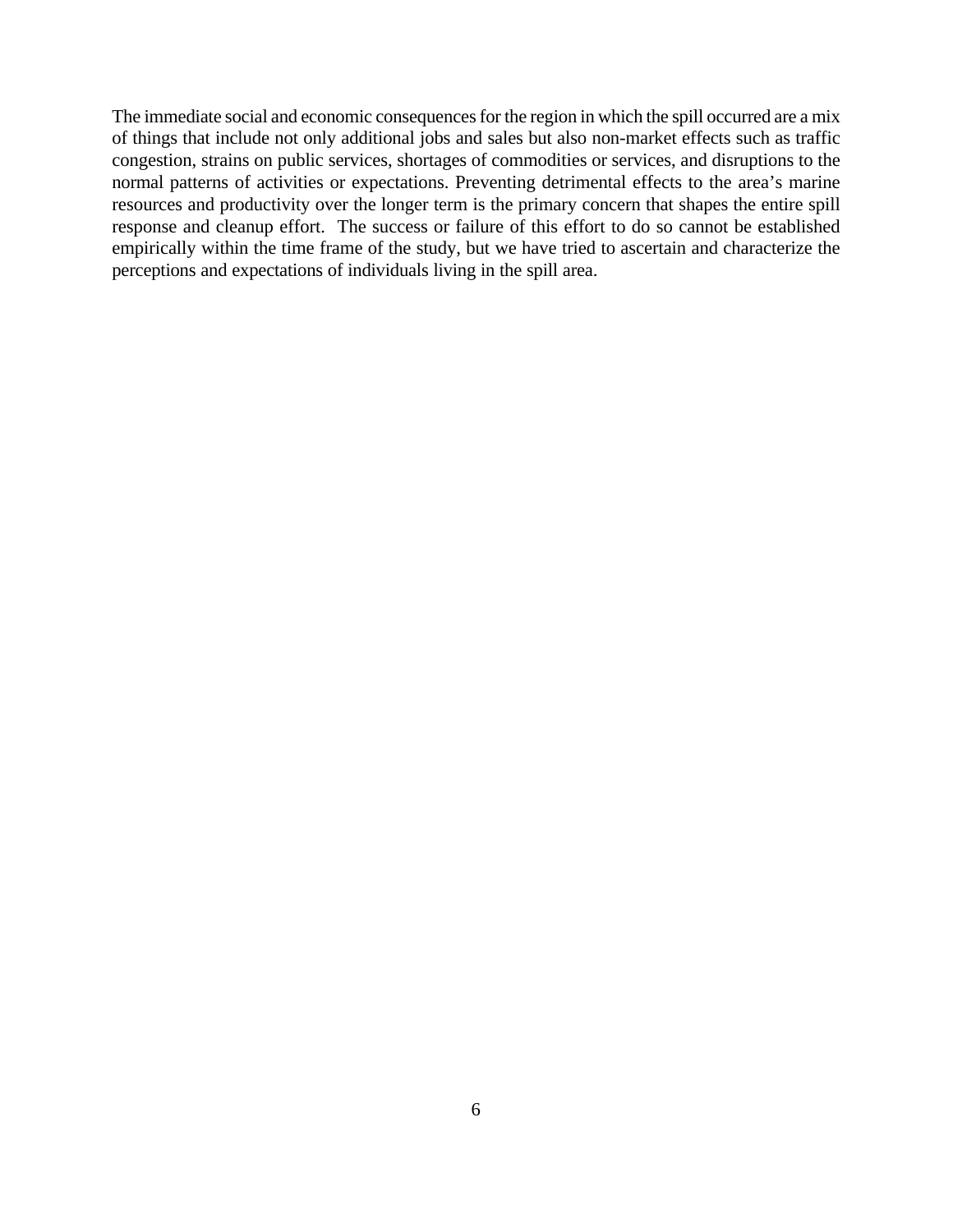The immediate social and economic consequences for the region in which the spill occurred are a mix of things that include not only additional jobs and sales but also non-market effects such as traffic congestion, strains on public services, shortages of commodities or services, and disruptions to the normal patterns of activities or expectations. Preventing detrimental effects to the area's marine resources and productivity over the longer term is the primary concern that shapes the entire spill response and cleanup effort. The success or failure of this effort to do so cannot be established empirically within the time frame of the study, but we have tried to ascertain and characterize the perceptions and expectations of individuals living in the spill area.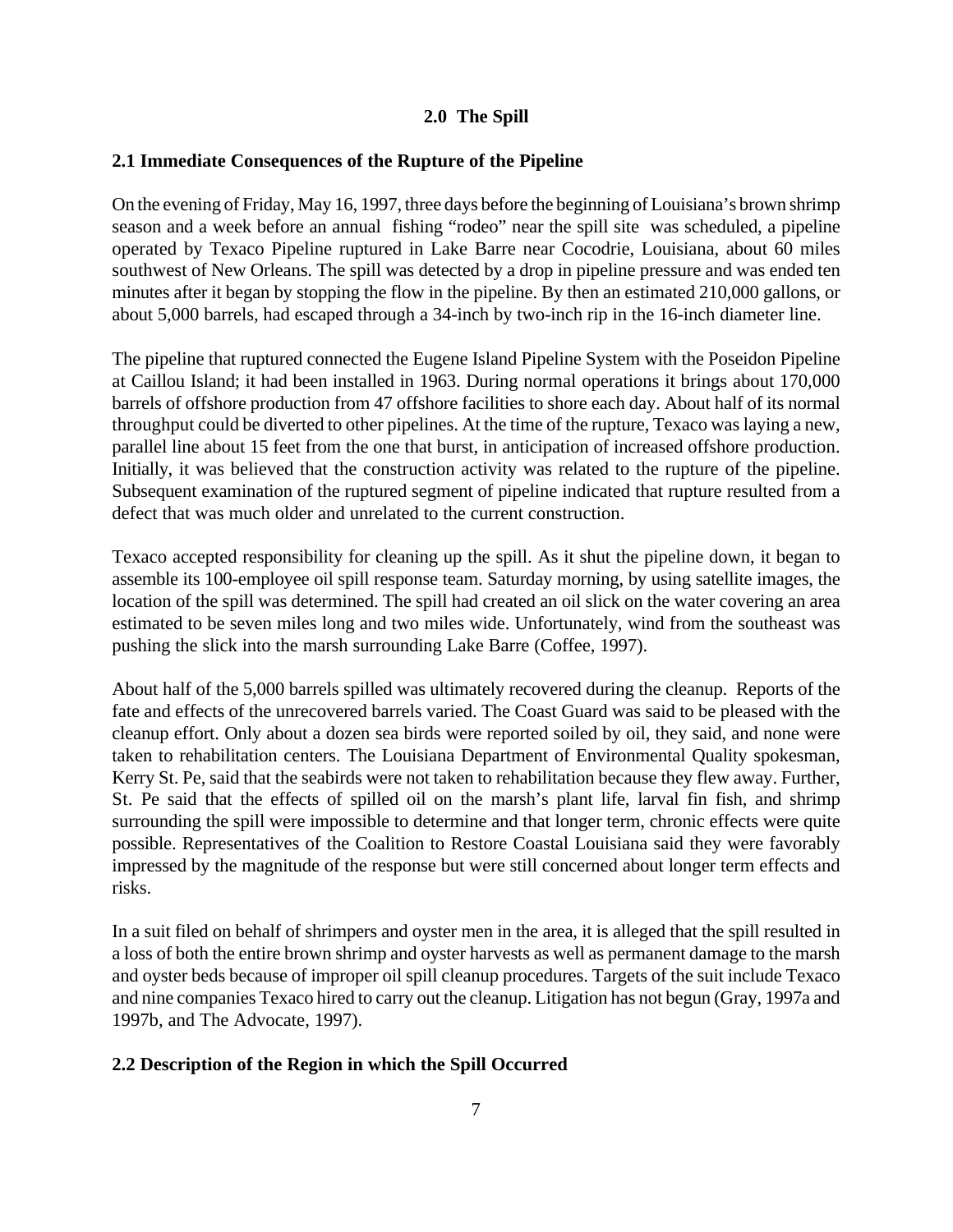# 2.0 The Spill

## 2.1 Immediate Consequences of the Rupture of the Pipeline

On the evening of Friday, May 16, 1997, three days before the beginning of Louisiana's brown shrimp season and a week before an annual fishing "rodeo" near the spill site was scheduled, a pipeline operated by Texaco Pipeline ruptured in Lake Barre near Cocodrie, Louisiana, about 60 miles southwest of New Orleans. The spill was detected by a drop in pipeline pressure and was ended ten minutes after it began by stopping the flow in the pipeline. By then an estimated 210,000 gallons, or about 5,000 barrels, had escaped through a 34-inch by two-inch rip in the 16-inch diameter line.

The pipeline that ruptured connected the Eugene Island Pipeline System with the Poseidon Pipeline at Caillou Island; it had been installed in 1963. During normal operations it brings about 170,000 barrels of offshore production from 47 offshore facilities to shore each day. About half of its normal throughput could be diverted to other pipelines. At the time of the rupture, Texaco was laying a new, parallel line about 15 feet from the one that burst, in anticipation of increased offshore production. Initially, it was believed that the construction activity was related to the rupture of the pipeline. Subsequent examination of the ruptured segment of pipeline indicated that rupture resulted from a defect that was much older and unrelated to the current construction.

Texaco accepted responsibility for cleaning up the spill. As it shut the pipeline down, it began to assemble its 100-employee oil spill response team. Saturday morning, by using satellite images, the location of the spill was determined. The spill had created an oil slick on the water covering an area estimated to be seven miles long and two miles wide. Unfortunately, wind from the southeast was pushing the slick into the marsh surrounding Lake Barre (Coffee, 1997).

About half of the 5,000 barrels spilled was ultimately recovered during the cleanup. Reports of the fate and effects of the unrecovered barrels varied. The Coast Guard was said to be pleased with the cleanup effort. Only about a dozen sea birds were reported soiled by oil, they said, and none were taken to rehabilitation centers. The Louisiana Department of Environmental Quality spokesman, Kerry St. Pe, said that the seabirds were not taken to rehabilitation because they flew away. Further, St. Pe said that the effects of spilled oil on the marsh's plant life, larval fin fish, and shrimp surrounding the spill were impossible to determine and that longer term, chronic effects were quite possible. Representatives of the Coalition to Restore Coastal Louisiana said they were favorably impressed by the magnitude of the response but were still concerned about longer term effects and risks.

In a suit filed on behalf of shrimpers and oyster men in the area, it is alleged that the spill resulted in a loss of both the entire brown shrimp and oyster harvests as well as permanent damage to the marsh and oyster beds because of improper oil spill cleanup procedures. Targets of the suit include Texaco and nine companies Texaco hired to carry out the cleanup. Litigation has not begun (Gray, 1997a and 1997b, and The Advocate, 1997).

## 2.2 Description of the Region in which the Spill Occurred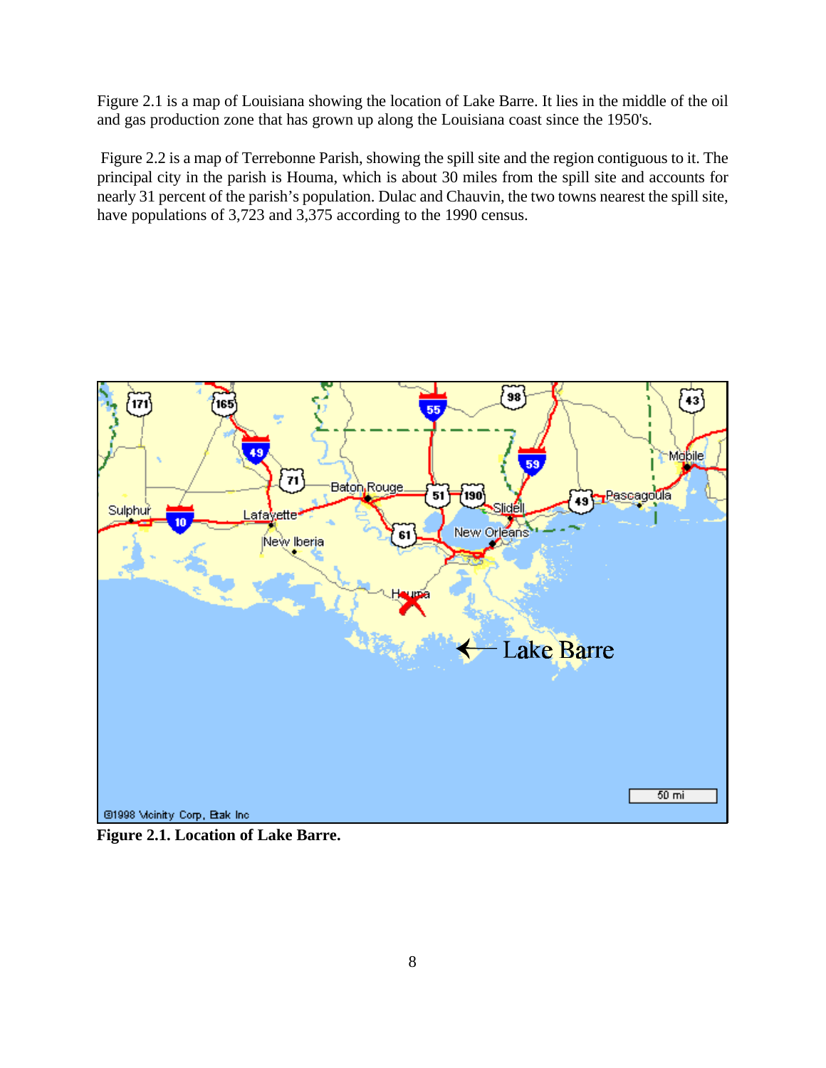Figure 2.1 is a map of Louisiana showing the location of Lake Barre. It lies in the middle of the oil and gas production zone that has grown up along the Louisiana coast since the 1950's.

Figure 2.2 is a map of Terrebonne Parish, showing the spill site and the region contiguous to it. The principal city in the parish is Houma, which is about 30 miles from the spill site and accounts for nearly 31 percent of the parish's population. Dulac and Chauvin, the two towns nearest the spill site, have populations of 3,723 and 3,375 according to the 1990 census.

**Figure 2.1. Location of Lake Barre.**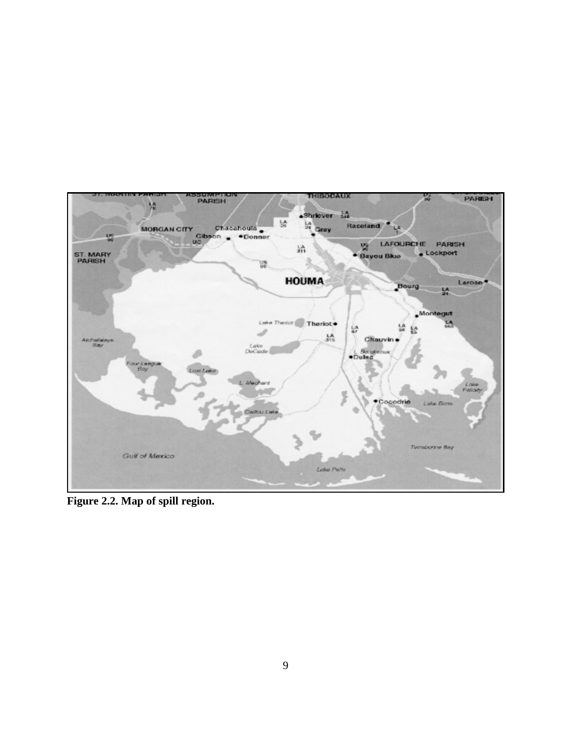**Figure 2.2. Map of spill region.**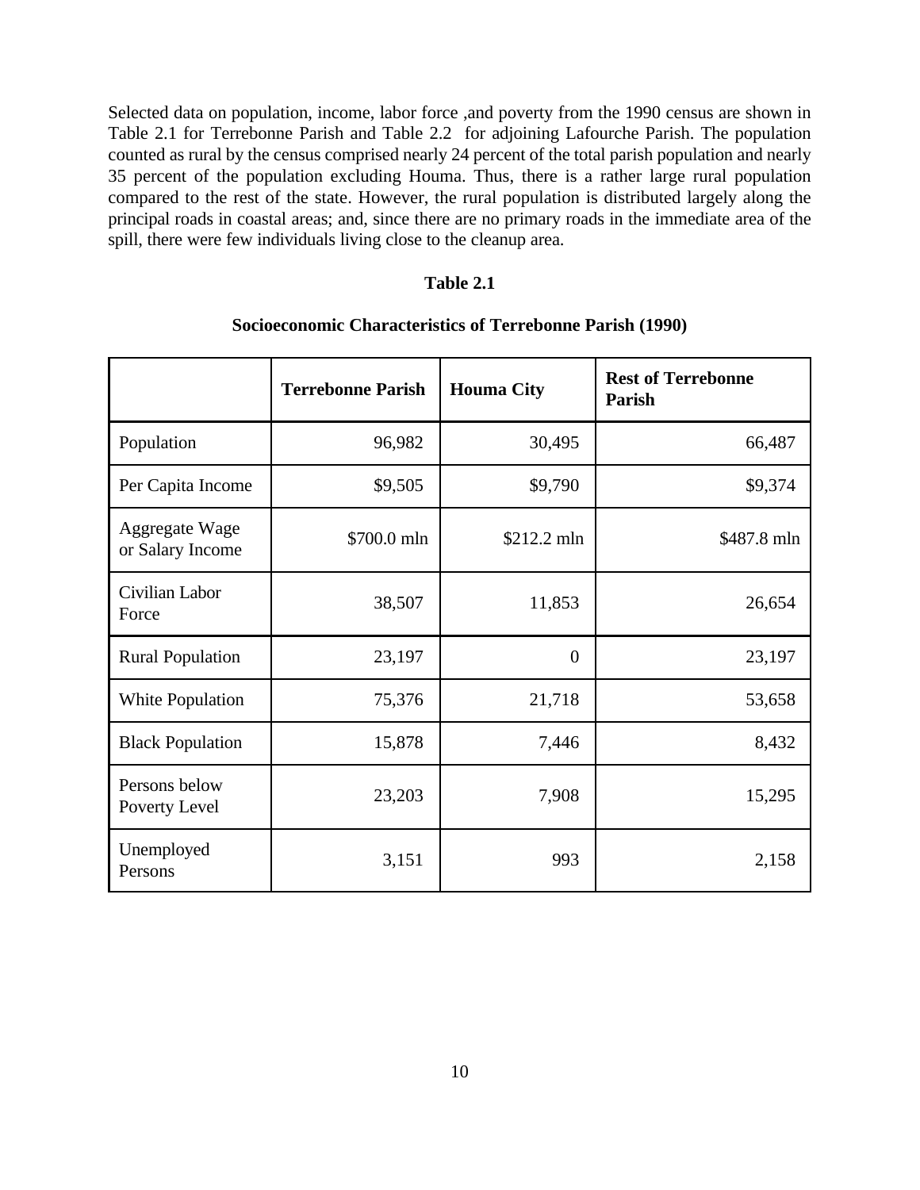Selected data on population, income, labor force ,and poverty from the 1990 census are shown in Table 2.1 for Terrebonne Parish and Table 2.2 for adjoining Lafourche Parish. The population counted as rural by the census comprised nearly 24 percent of the total parish population and nearly 35 percent of the population excluding Houma. Thus, there is a rather large rural population compared to the rest of the state. However, the rural population is distributed largely along the principal roads in coastal areas; and, since there are no primary roads in the immediate area of the spill, there were few individuals living close to the cleanup area.

**Table 2.1**

**Socioeconomic Characteristics of Terrebonne Parish (1990)**

| | Terrebonne Parish | Houma City | Rest of Terrebonne Parish |
|---|---|---|---|
| Population | 96,982 | 30,495 | 66,487 |
| Per Capita Income | $9,505 | $9,790 | $9,374 |
| Aggregate Wage or Salary Income | $700.0 mln | $212.2 mln | $487.8 mln |
| Civilian Labor Force | 38,507 | 11,853 | 26,654 |
| Rural Population | 23,197 | 0 | 23,197 |
| White Population | 75,376 | 21,718 | 53,658 |
| Black Population | 15,878 | 7,446 | 8,432 |
| Persons below Poverty Level | 23,203 | 7,908 | 15,295 |
| Unemployed Persons | 3,151 | 993 | 2,158 |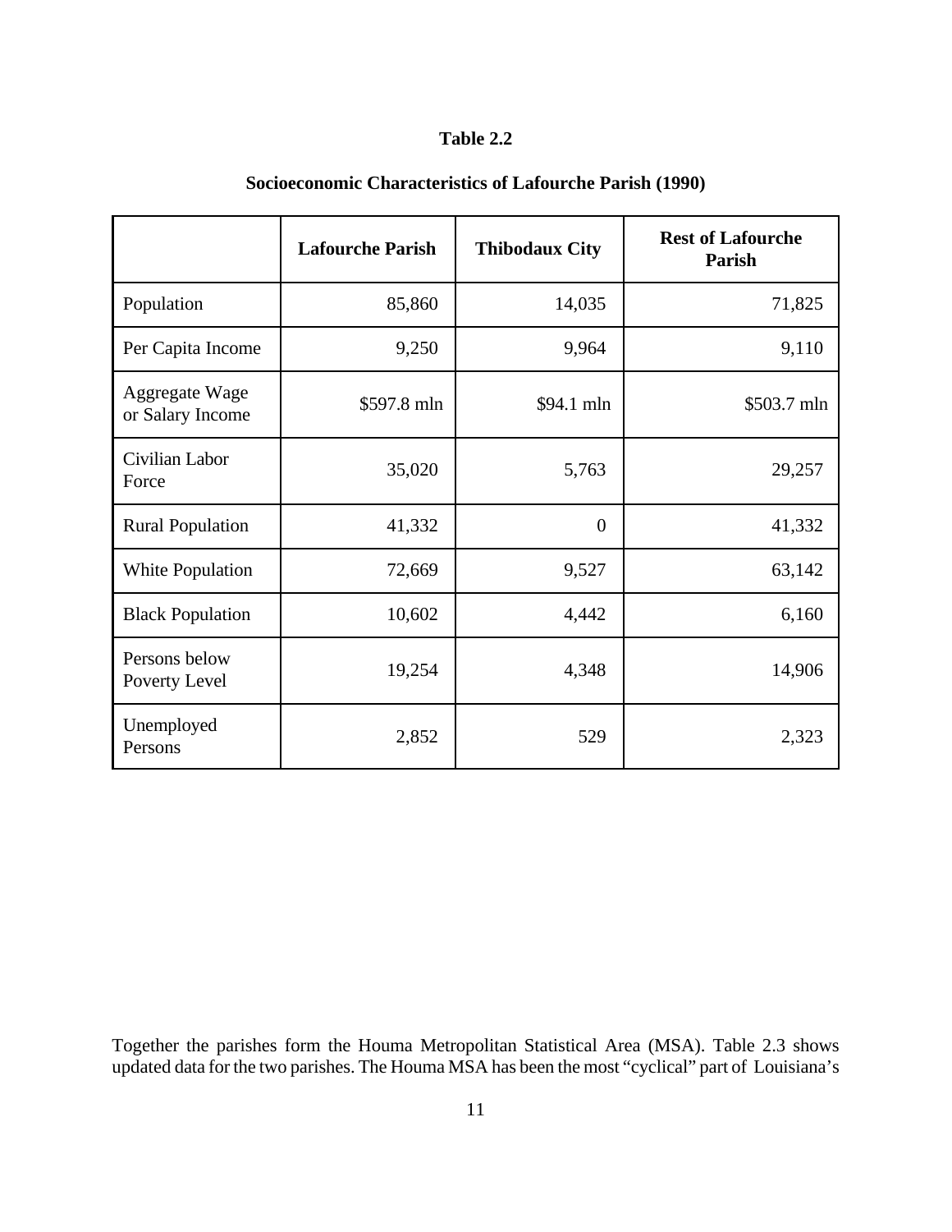**Table 2.2**

**Socioeconomic Characteristics of Lafourche Parish (1990)**

| | Lafourche Parish | Thibodaux City | Rest of Lafourche Parish |
|---|---|---|---|
| Population | 85,860 | 14,035 | 71,825 |
| Per Capita Income | 9,250 | 9,964 | 9,110 |
| Aggregate Wage or Salary Income | $597.8 mln | $94.1 mln | $503.7 mln |
| Civilian Labor Force | 35,020 | 5,763 | 29,257 |
| Rural Population | 41,332 | 0 | 41,332 |
| White Population | 72,669 | 9,527 | 63,142 |
| Black Population | 10,602 | 4,442 | 6,160 |
| Persons below Poverty Level | 19,254 | 4,348 | 14,906 |
| Unemployed Persons | 2,852 | 529 | 2,323 |

Together the parishes form the Houma Metropolitan Statistical Area (MSA). Table 2.3 shows updated data for the two parishes. The Houma MSA has been the most "cyclical" part of Louisiana's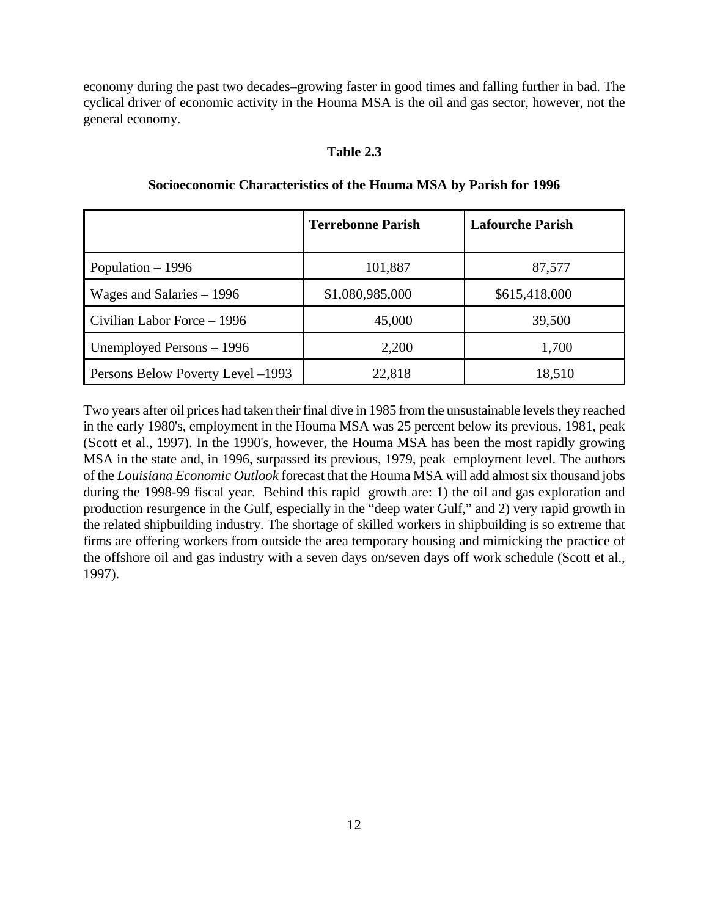economy during the past two decades–growing faster in good times and falling further in bad. The cyclical driver of economic activity in the Houma MSA is the oil and gas sector, however, not the general economy.

**Table 2.3**

**Socioeconomic Characteristics of the Houma MSA by Parish for 1996**

| | **Terrebonne Parish** | **Lafourche Parish** |
|---|---|---|
| Population – 1996 | 101,887 | 87,577 |
| Wages and Salaries – 1996 | $1,080,985,000 | $615,418,000 |
| Civilian Labor Force – 1996 | 45,000 | 39,500 |
| Unemployed Persons – 1996 | 2,200 | 1,700 |
| Persons Below Poverty Level –1993 | 22,818 | 18,510 |

Two years after oil prices had taken their final dive in 1985 from the unsustainable levels they reached in the early 1980's, employment in the Houma MSA was 25 percent below its previous, 1981, peak (Scott et al., 1997). In the 1990's, however, the Houma MSA has been the most rapidly growing MSA in the state and, in 1996, surpassed its previous, 1979, peak employment level. The authors of the *Louisiana Economic Outlook* forecast that the Houma MSA will add almost six thousand jobs during the 1998-99 fiscal year. Behind this rapid growth are: 1) the oil and gas exploration and production resurgence in the Gulf, especially in the "deep water Gulf," and 2) very rapid growth in the related shipbuilding industry. The shortage of skilled workers in shipbuilding is so extreme that firms are offering workers from outside the area temporary housing and mimicking the practice of the offshore oil and gas industry with a seven days on/seven days off work schedule (Scott et al., 1997).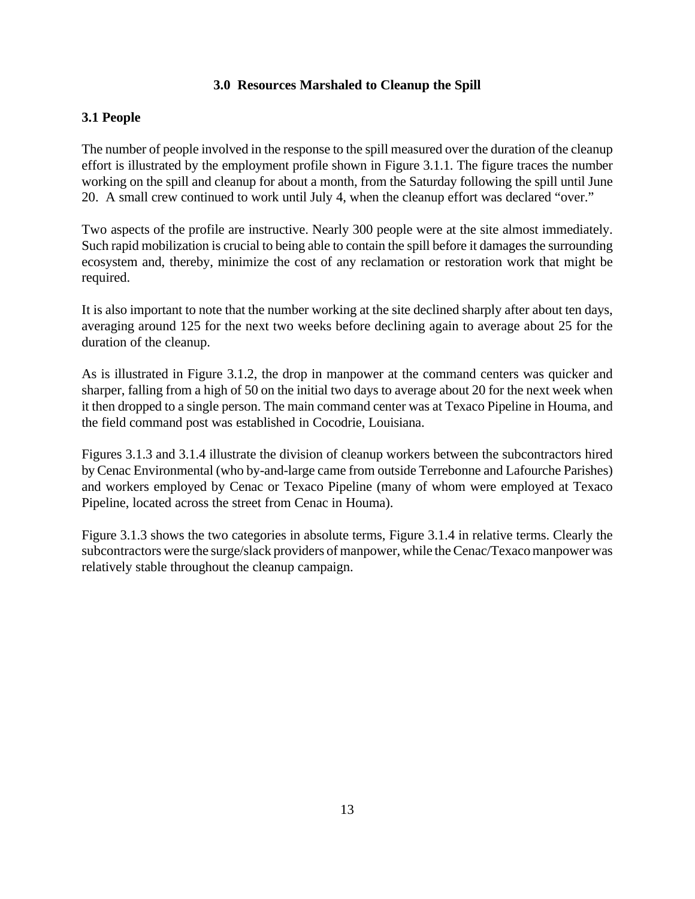## 3.0 Resources Marshaled to Cleanup the Spill

### 3.1 People

The number of people involved in the response to the spill measured over the duration of the cleanup effort is illustrated by the employment profile shown in Figure 3.1.1. The figure traces the number working on the spill and cleanup for about a month, from the Saturday following the spill until June 20. A small crew continued to work until July 4, when the cleanup effort was declared "over."

Two aspects of the profile are instructive. Nearly 300 people were at the site almost immediately. Such rapid mobilization is crucial to being able to contain the spill before it damages the surrounding ecosystem and, thereby, minimize the cost of any reclamation or restoration work that might be required.

It is also important to note that the number working at the site declined sharply after about ten days, averaging around 125 for the next two weeks before declining again to average about 25 for the duration of the cleanup.

As is illustrated in Figure 3.1.2, the drop in manpower at the command centers was quicker and sharper, falling from a high of 50 on the initial two days to average about 20 for the next week when it then dropped to a single person. The main command center was at Texaco Pipeline in Houma, and the field command post was established in Cocodrie, Louisiana.

Figures 3.1.3 and 3.1.4 illustrate the division of cleanup workers between the subcontractors hired by Cenac Environmental (who by-and-large came from outside Terrebonne and Lafourche Parishes) and workers employed by Cenac or Texaco Pipeline (many of whom were employed at Texaco Pipeline, located across the street from Cenac in Houma).

Figure 3.1.3 shows the two categories in absolute terms, Figure 3.1.4 in relative terms. Clearly the subcontractors were the surge/slack providers of manpower, while the Cenac/Texaco manpower was relatively stable throughout the cleanup campaign.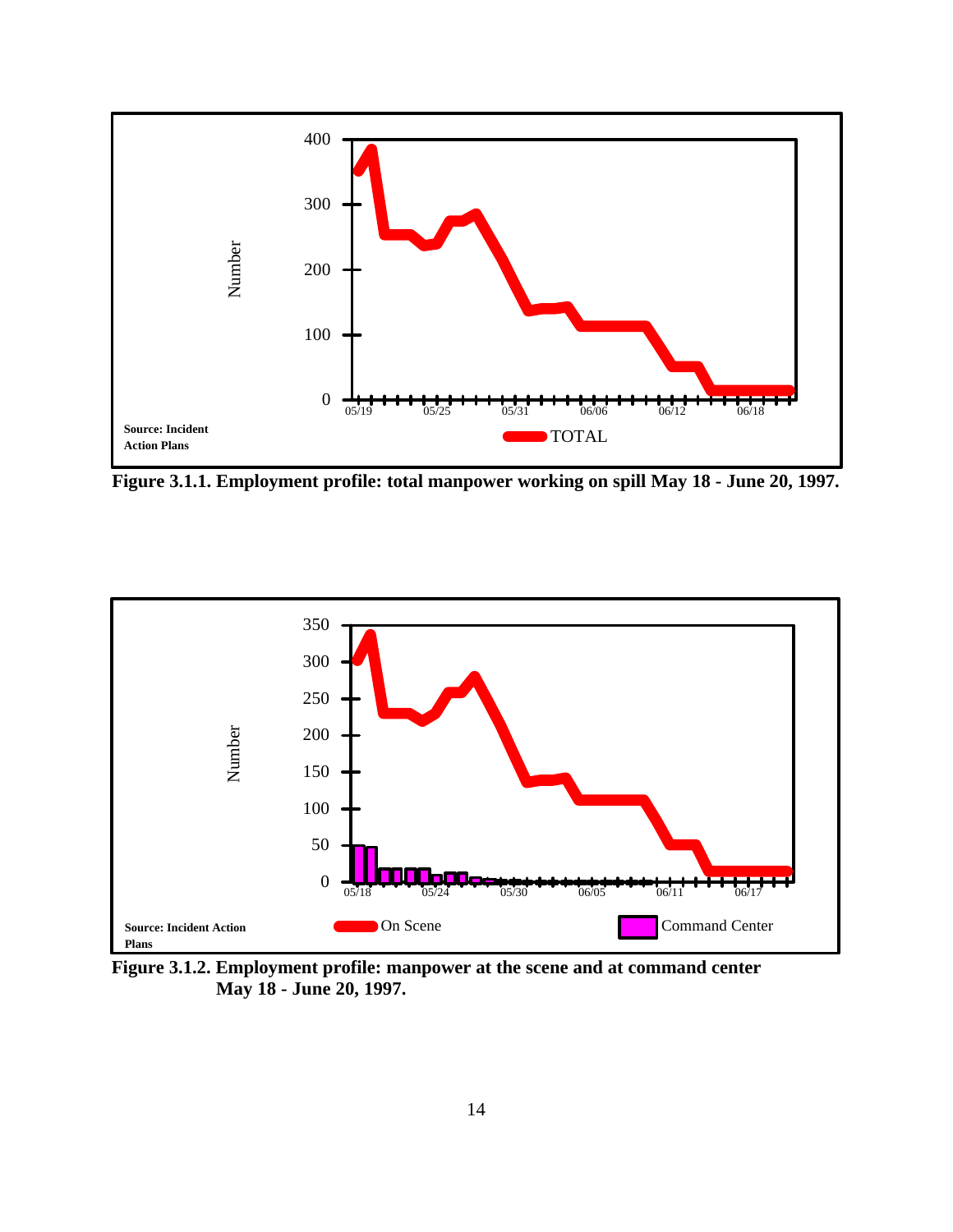Figure 3.1.1. Employment profile: total manpower working on spill May 18 - June 20, 1997.

Figure 3.1.2. Employment profile: manpower at the scene and at command center May 18 - June 20, 1997.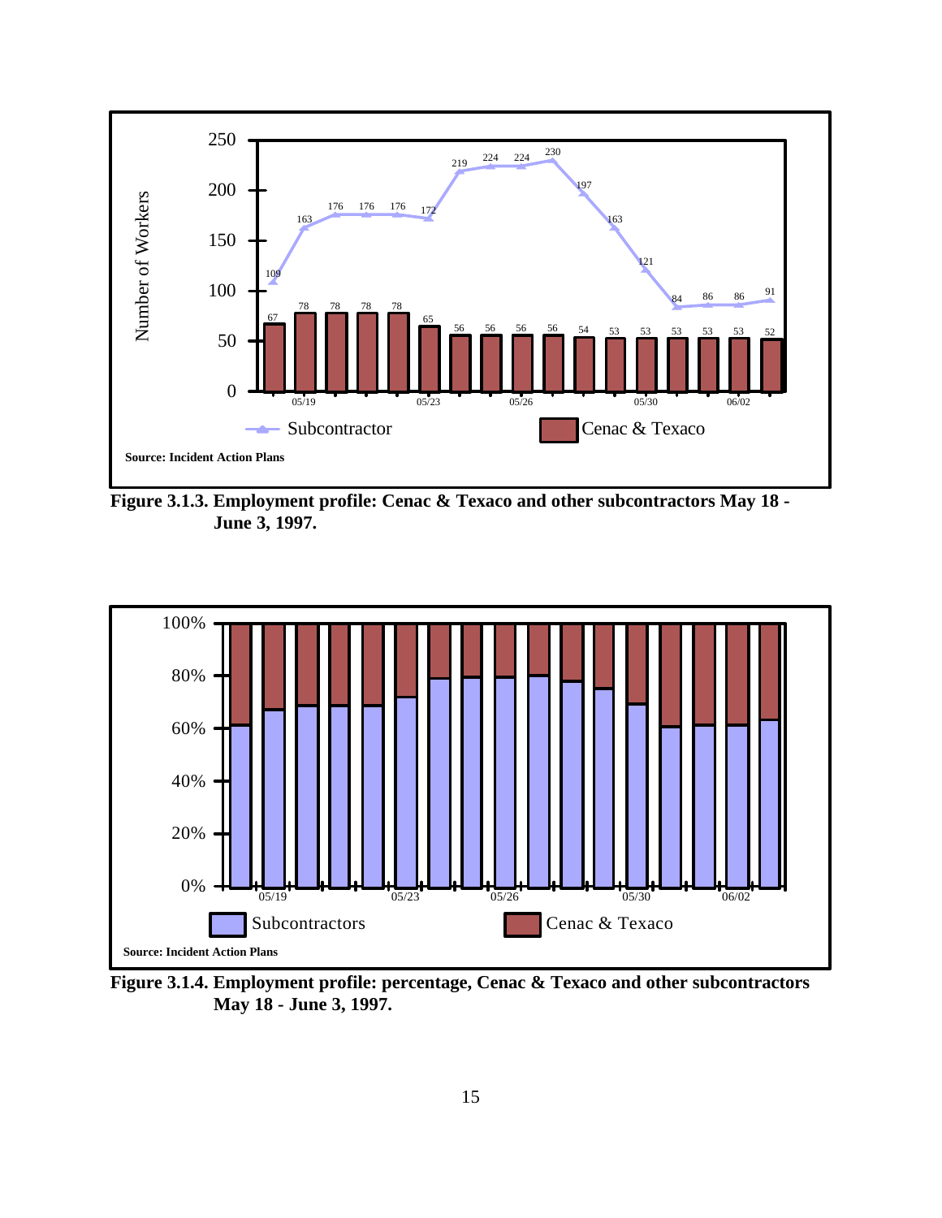Source: Incident Action Plans

**Figure 3.1.3. Employment profile: Cenac & Texaco and other subcontractors May 18 - June 3, 1997.**

Source: Incident Action Plans

**Figure 3.1.4. Employment profile: percentage, Cenac & Texaco and other subcontractors May 18 - June 3, 1997.**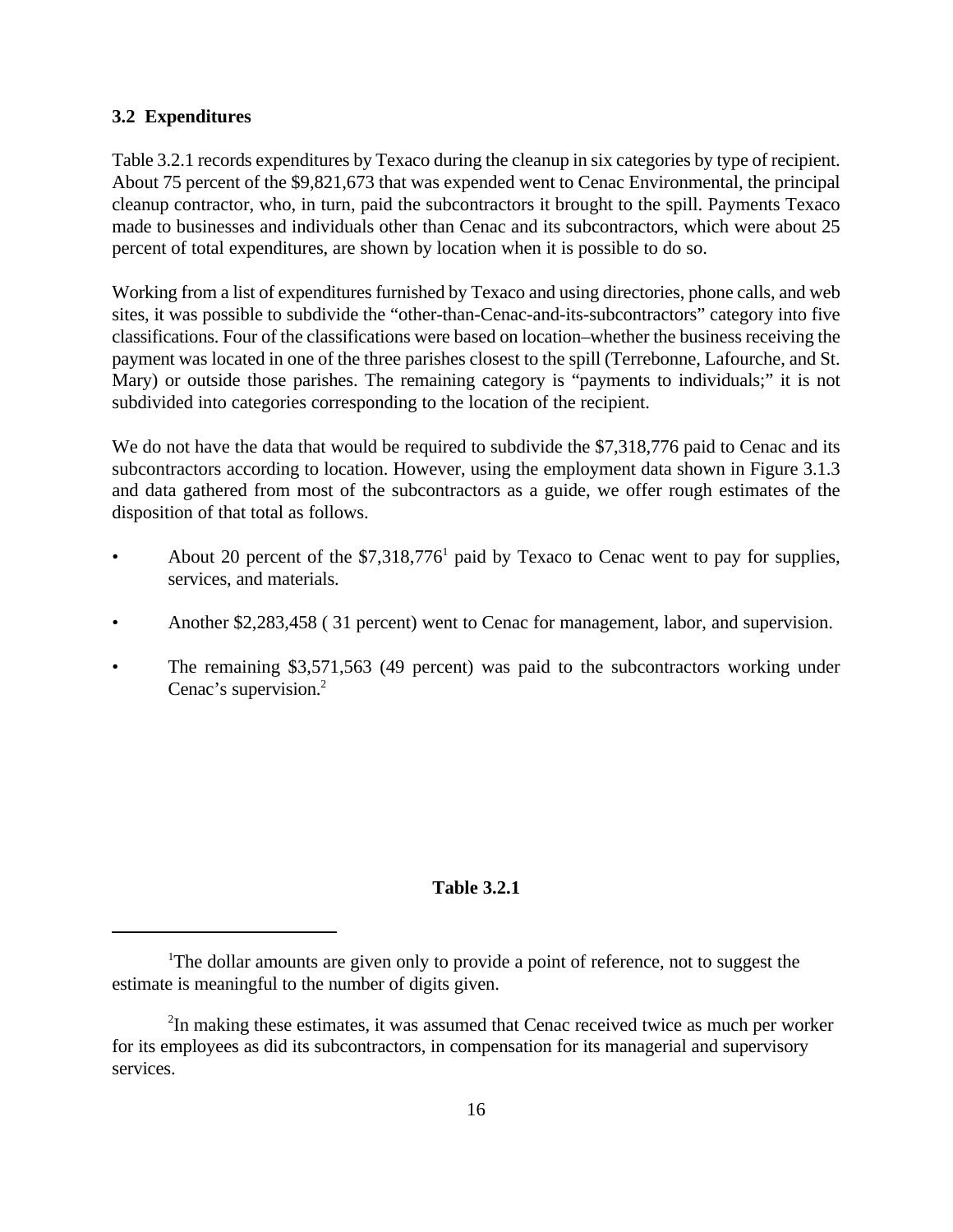### 3.2 Expenditures

Table 3.2.1 records expenditures by Texaco during the cleanup in six categories by type of recipient. About 75 percent of the $9,821,673 that was expended went to Cenac Environmental, the principal cleanup contractor, who, in turn, paid the subcontractors it brought to the spill. Payments Texaco made to businesses and individuals other than Cenac and its subcontractors, which were about 25 percent of total expenditures, are shown by location when it is possible to do so.

Working from a list of expenditures furnished by Texaco and using directories, phone calls, and web sites, it was possible to subdivide the "other-than-Cenac-and-its-subcontractors" category into five classifications. Four of the classifications were based on location–whether the business receiving the payment was located in one of the three parishes closest to the spill (Terrebonne, Lafourche, and St. Mary) or outside those parishes. The remaining category is "payments to individuals;" it is not subdivided into categories corresponding to the location of the recipient.

We do not have the data that would be required to subdivide the $7,318,776 paid to Cenac and its subcontractors according to location. However, using the employment data shown in Figure 3.1.3 and data gathered from most of the subcontractors as a guide, we offer rough estimates of the disposition of that total as follows.

- About 20 percent of the $7,318,776[1] paid by Texaco to Cenac went to pay for supplies, services, and materials.
- Another $2,283,458 ( 31 percent) went to Cenac for management, labor, and supervision.
- The remaining $3,571,563 (49 percent) was paid to the subcontractors working under Cenac's supervision.[2]

**Table 3.2.1**

---

[1] The dollar amounts are given only to provide a point of reference, not to suggest the estimate is meaningful to the number of digits given.

[2] In making these estimates, it was assumed that Cenac received twice as much per worker for its employees as did its subcontractors, in compensation for its managerial and supervisory services.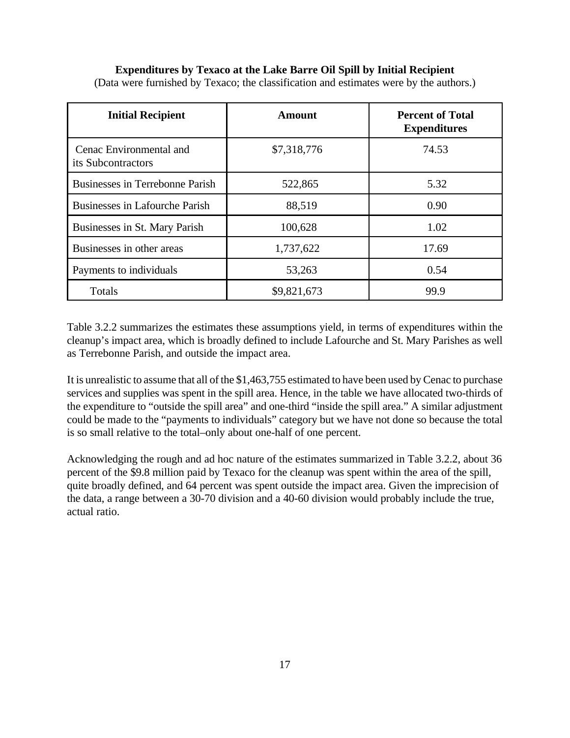**Expenditures by Texaco at the Lake Barre Oil Spill by Initial Recipient**
(Data were furnished by Texaco; the classification and estimates were by the authors.)

| Initial Recipient | Amount | Percent of Total Expenditures |
|---|---|---|
| Cenac Environmental and its Subcontractors | $7,318,776 | 74.53 |
| Businesses in Terrebonne Parish | 522,865 | 5.32 |
| Businesses in Lafourche Parish | 88,519 | 0.90 |
| Businesses in St. Mary Parish | 100,628 | 1.02 |
| Businesses in other areas | 1,737,622 | 17.69 |
| Payments to individuals | 53,263 | 0.54 |
| Totals | $9,821,673 | 99.9 |

Table 3.2.2 summarizes the estimates these assumptions yield, in terms of expenditures within the cleanup's impact area, which is broadly defined to include Lafourche and St. Mary Parishes as well as Terrebonne Parish, and outside the impact area.

It is unrealistic to assume that all of the $1,463,755 estimated to have been used by Cenac to purchase services and supplies was spent in the spill area. Hence, in the table we have allocated two-thirds of the expenditure to "outside the spill area" and one-third "inside the spill area." A similar adjustment could be made to the "payments to individuals" category but we have not done so because the total is so small relative to the total–only about one-half of one percent.

Acknowledging the rough and ad hoc nature of the estimates summarized in Table 3.2.2, about 36 percent of the $9.8 million paid by Texaco for the cleanup was spent within the area of the spill, quite broadly defined, and 64 percent was spent outside the impact area. Given the imprecision of the data, a range between a 30-70 division and a 40-60 division would probably include the true, actual ratio.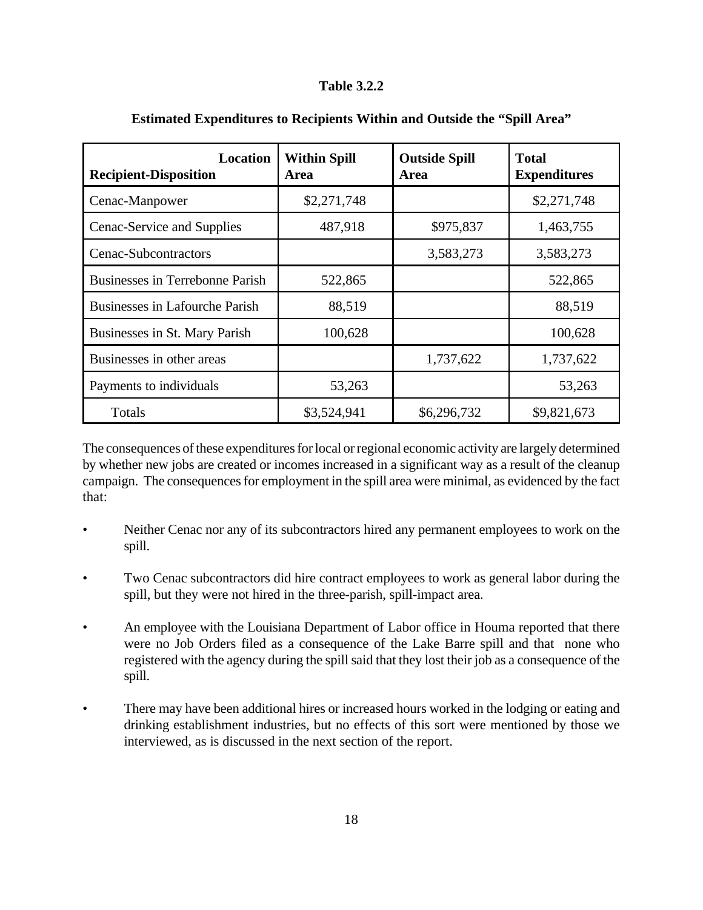**Table 3.2.2**

**Estimated Expenditures to Recipients Within and Outside the "Spill Area"**

| Location<br>Recipient-Disposition | Within Spill Area | Outside Spill Area | Total Expenditures |
|---|---|---|---|
| Cenac-Manpower | \$2,271,748 | | \$2,271,748 |
| Cenac-Service and Supplies | 487,918 | \$975,837 | 1,463,755 |
| Cenac-Subcontractors | | 3,583,273 | 3,583,273 |
| Businesses in Terrebonne Parish | 522,865 | | 522,865 |
| Businesses in Lafourche Parish | 88,519 | | 88,519 |
| Businesses in St. Mary Parish | 100,628 | | 100,628 |
| Businesses in other areas | | 1,737,622 | 1,737,622 |
| Payments to individuals | 53,263 | | 53,263 |
| Totals | \$3,524,941 | \$6,296,732 | \$9,821,673 |

The consequences of these expenditures for local or regional economic activity are largely determined by whether new jobs are created or incomes increased in a significant way as a result of the cleanup campaign. The consequences for employment in the spill area were minimal, as evidenced by the fact that:

- Neither Cenac nor any of its subcontractors hired any permanent employees to work on the spill.
- Two Cenac subcontractors did hire contract employees to work as general labor during the spill, but they were not hired in the three-parish, spill-impact area.
- An employee with the Louisiana Department of Labor office in Houma reported that there were no Job Orders filed as a consequence of the Lake Barre spill and that none who registered with the agency during the spill said that they lost their job as a consequence of the spill.
- There may have been additional hires or increased hours worked in the lodging or eating and drinking establishment industries, but no effects of this sort were mentioned by those we interviewed, as is discussed in the next section of the report.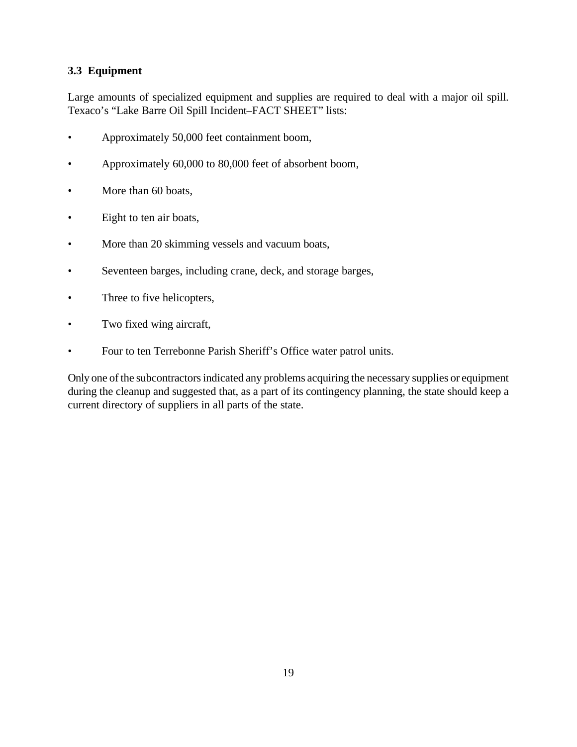### 3.3 Equipment

Large amounts of specialized equipment and supplies are required to deal with a major oil spill. Texaco's "Lake Barre Oil Spill Incident–FACT SHEET" lists:

- Approximately 50,000 feet containment boom,
- Approximately 60,000 to 80,000 feet of absorbent boom,
- More than 60 boats,
- Eight to ten air boats,
- More than 20 skimming vessels and vacuum boats,
- Seventeen barges, including crane, deck, and storage barges,
- Three to five helicopters,
- Two fixed wing aircraft,
- Four to ten Terrebonne Parish Sheriff's Office water patrol units.

Only one of the subcontractors indicated any problems acquiring the necessary supplies or equipment during the cleanup and suggested that, as a part of its contingency planning, the state should keep a current directory of suppliers in all parts of the state.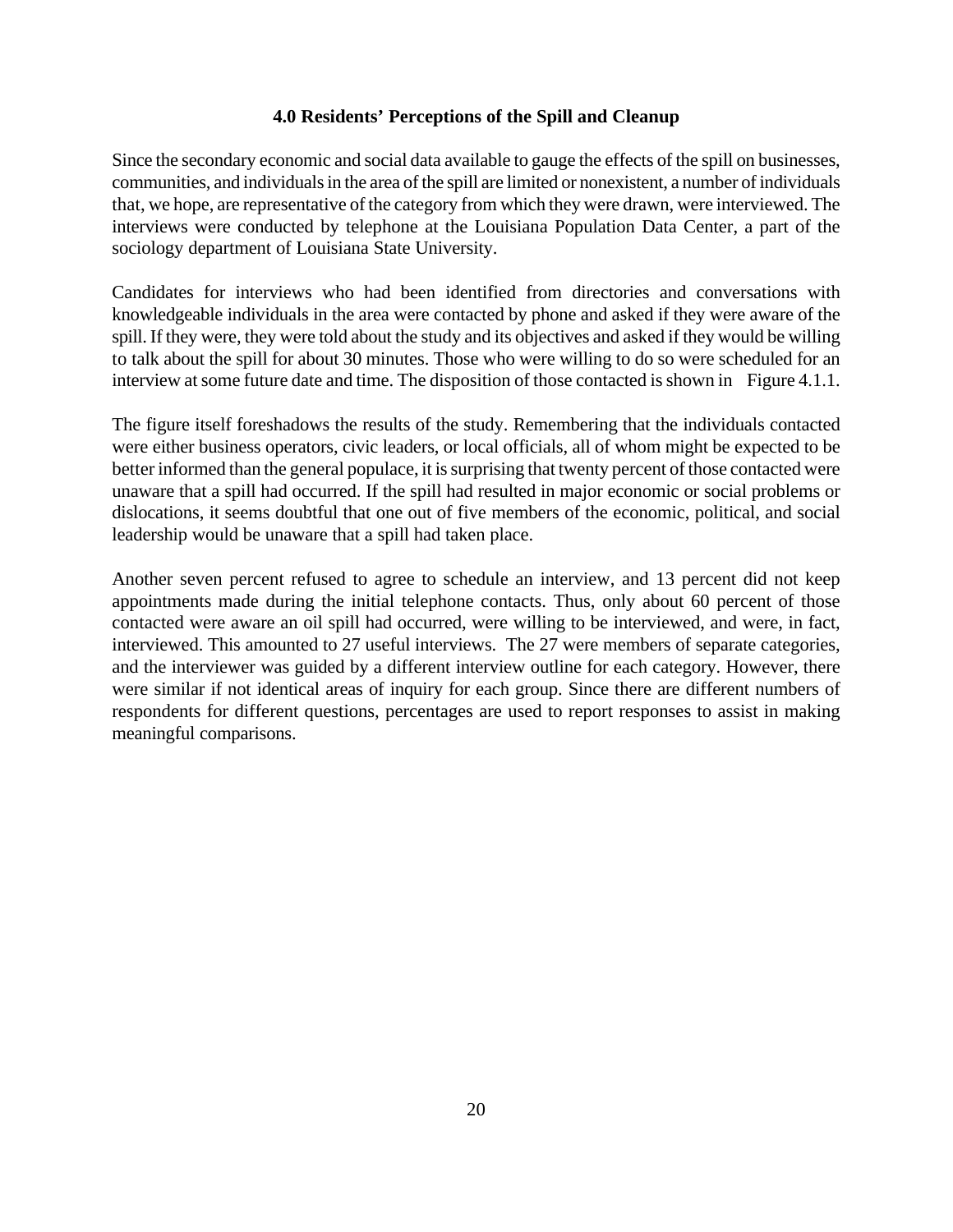## 4.0 Residents' Perceptions of the Spill and Cleanup

Since the secondary economic and social data available to gauge the effects of the spill on businesses, communities, and individuals in the area of the spill are limited or nonexistent, a number of individuals that, we hope, are representative of the category from which they were drawn, were interviewed. The interviews were conducted by telephone at the Louisiana Population Data Center, a part of the sociology department of Louisiana State University.

Candidates for interviews who had been identified from directories and conversations with knowledgeable individuals in the area were contacted by phone and asked if they were aware of the spill. If they were, they were told about the study and its objectives and asked if they would be willing to talk about the spill for about 30 minutes. Those who were willing to do so were scheduled for an interview at some future date and time. The disposition of those contacted is shown in Figure 4.1.1.

The figure itself foreshadows the results of the study. Remembering that the individuals contacted were either business operators, civic leaders, or local officials, all of whom might be expected to be better informed than the general populace, it is surprising that twenty percent of those contacted were unaware that a spill had occurred. If the spill had resulted in major economic or social problems or dislocations, it seems doubtful that one out of five members of the economic, political, and social leadership would be unaware that a spill had taken place.

Another seven percent refused to agree to schedule an interview, and 13 percent did not keep appointments made during the initial telephone contacts. Thus, only about 60 percent of those contacted were aware an oil spill had occurred, were willing to be interviewed, and were, in fact, interviewed. This amounted to 27 useful interviews. The 27 were members of separate categories, and the interviewer was guided by a different interview outline for each category. However, there were similar if not identical areas of inquiry for each group. Since there are different numbers of respondents for different questions, percentages are used to report responses to assist in making meaningful comparisons.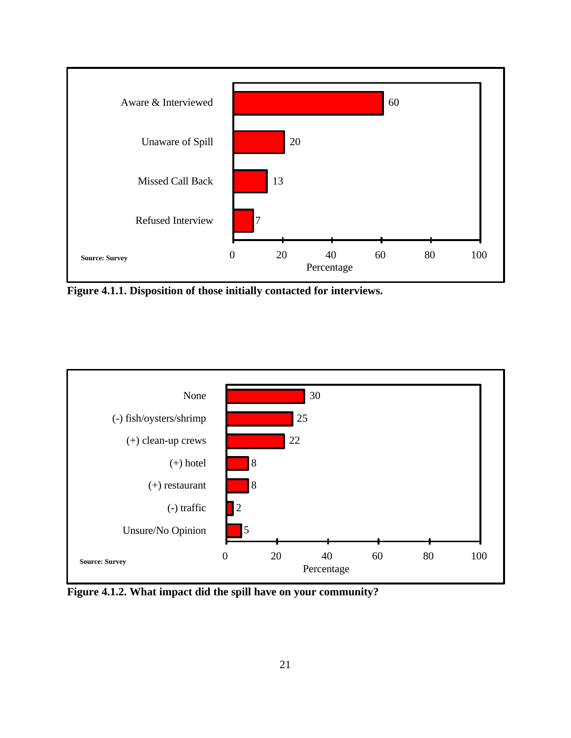| Disposition | Percentage |
| --- | --- |
| Aware & Interviewed | 60 |
| Unaware of Spill | 20 |
| Missed Call Back | 13 |
| Refused Interview | 7 |

Source: Survey

**Figure 4.1.1. Disposition of those initially contacted for interviews.**

| Impact | Percentage |
| --- | --- |
| None | 30 |
| (-) fish/oysters/shrimp | 25 |
| (+) clean-up crews | 22 |
| (+) hotel | 8 |
| (+) restaurant | 8 |
| (-) traffic | 2 |
| Unsure/No Opinion | 5 |

Source: Survey

**Figure 4.1.2. What impact did the spill have on your community?**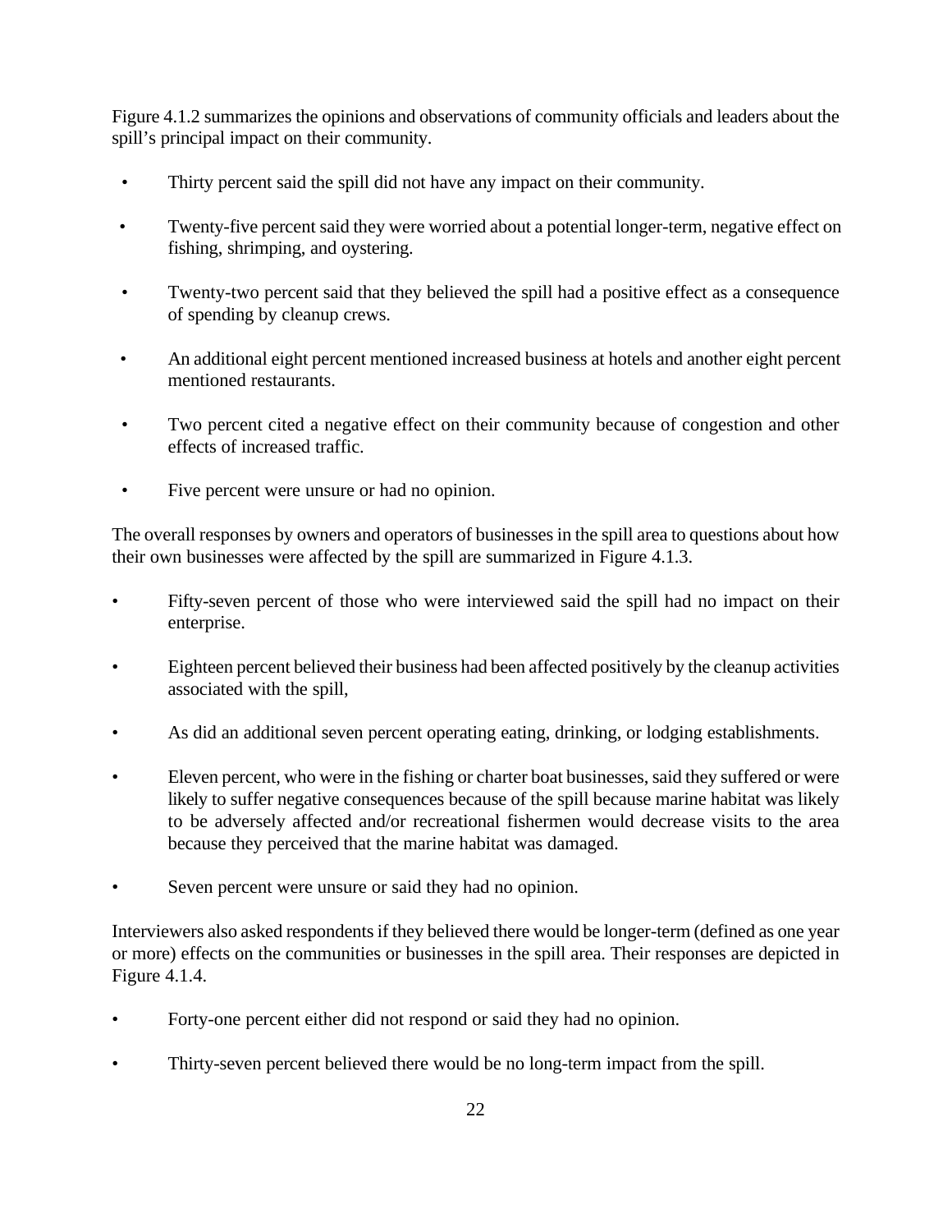Figure 4.1.2 summarizes the opinions and observations of community officials and leaders about the spill's principal impact on their community.

- Thirty percent said the spill did not have any impact on their community.
- Twenty-five percent said they were worried about a potential longer-term, negative effect on fishing, shrimping, and oystering.
- Twenty-two percent said that they believed the spill had a positive effect as a consequence of spending by cleanup crews.
- An additional eight percent mentioned increased business at hotels and another eight percent mentioned restaurants.
- Two percent cited a negative effect on their community because of congestion and other effects of increased traffic.
- Five percent were unsure or had no opinion.

The overall responses by owners and operators of businesses in the spill area to questions about how their own businesses were affected by the spill are summarized in Figure 4.1.3.

- Fifty-seven percent of those who were interviewed said the spill had no impact on their enterprise.
- Eighteen percent believed their business had been affected positively by the cleanup activities associated with the spill,
- As did an additional seven percent operating eating, drinking, or lodging establishments.
- Eleven percent, who were in the fishing or charter boat businesses, said they suffered or were likely to suffer negative consequences because of the spill because marine habitat was likely to be adversely affected and/or recreational fishermen would decrease visits to the area because they perceived that the marine habitat was damaged.
- Seven percent were unsure or said they had no opinion.

Interviewers also asked respondents if they believed there would be longer-term (defined as one year or more) effects on the communities or businesses in the spill area. Their responses are depicted in Figure 4.1.4.

- Forty-one percent either did not respond or said they had no opinion.
- Thirty-seven percent believed there would be no long-term impact from the spill.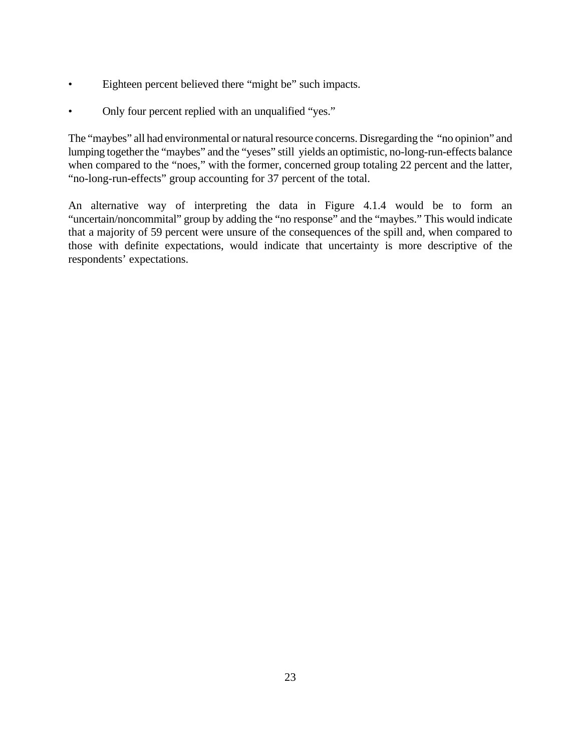- Eighteen percent believed there "might be" such impacts.

- Only four percent replied with an unqualified "yes."

The "maybes" all had environmental or natural resource concerns. Disregarding the "no opinion" and lumping together the "maybes" and the "yeses" still yields an optimistic, no-long-run-effects balance when compared to the "noes," with the former, concerned group totaling 22 percent and the latter, "no-long-run-effects" group accounting for 37 percent of the total.

An alternative way of interpreting the data in Figure 4.1.4 would be to form an "uncertain/noncommital" group by adding the "no response" and the "maybes." This would indicate that a majority of 59 percent were unsure of the consequences of the spill and, when compared to those with definite expectations, would indicate that uncertainty is more descriptive of the respondents' expectations.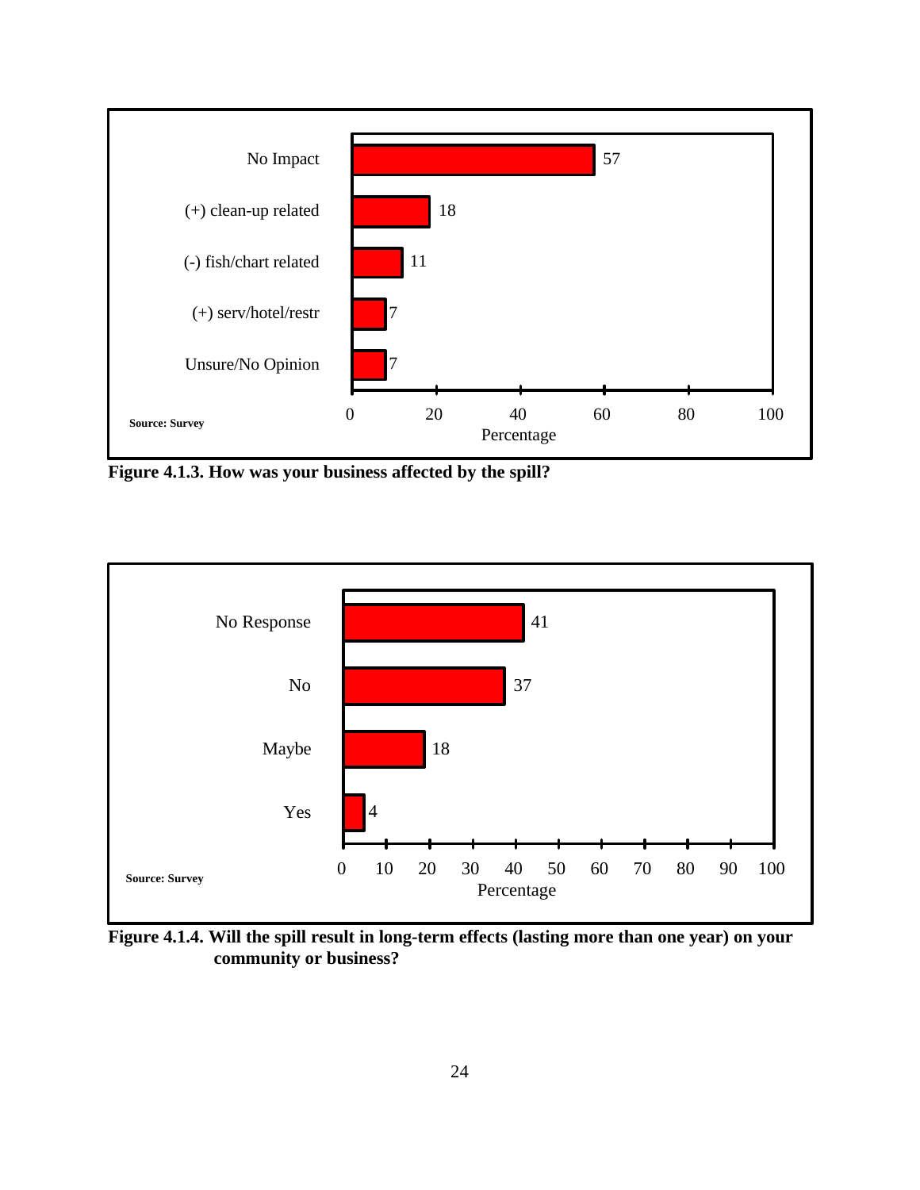| Response | Percentage |
|---|---|
| No Impact | 57 |
| (+) clean-up related | 18 |
| (-) fish/chart related | 11 |
| (+) serv/hotel/restr | 7 |
| Unsure/No Opinion | 7 |

Source: Survey

**Figure 4.1.3. How was your business affected by the spill?**

| Response | Percentage |
|---|---|
| No Response | 41 |
| No | 37 |
| Maybe | 18 |
| Yes | 4 |

Source: Survey

**Figure 4.1.4. Will the spill result in long-term effects (lasting more than one year) on your community or business?**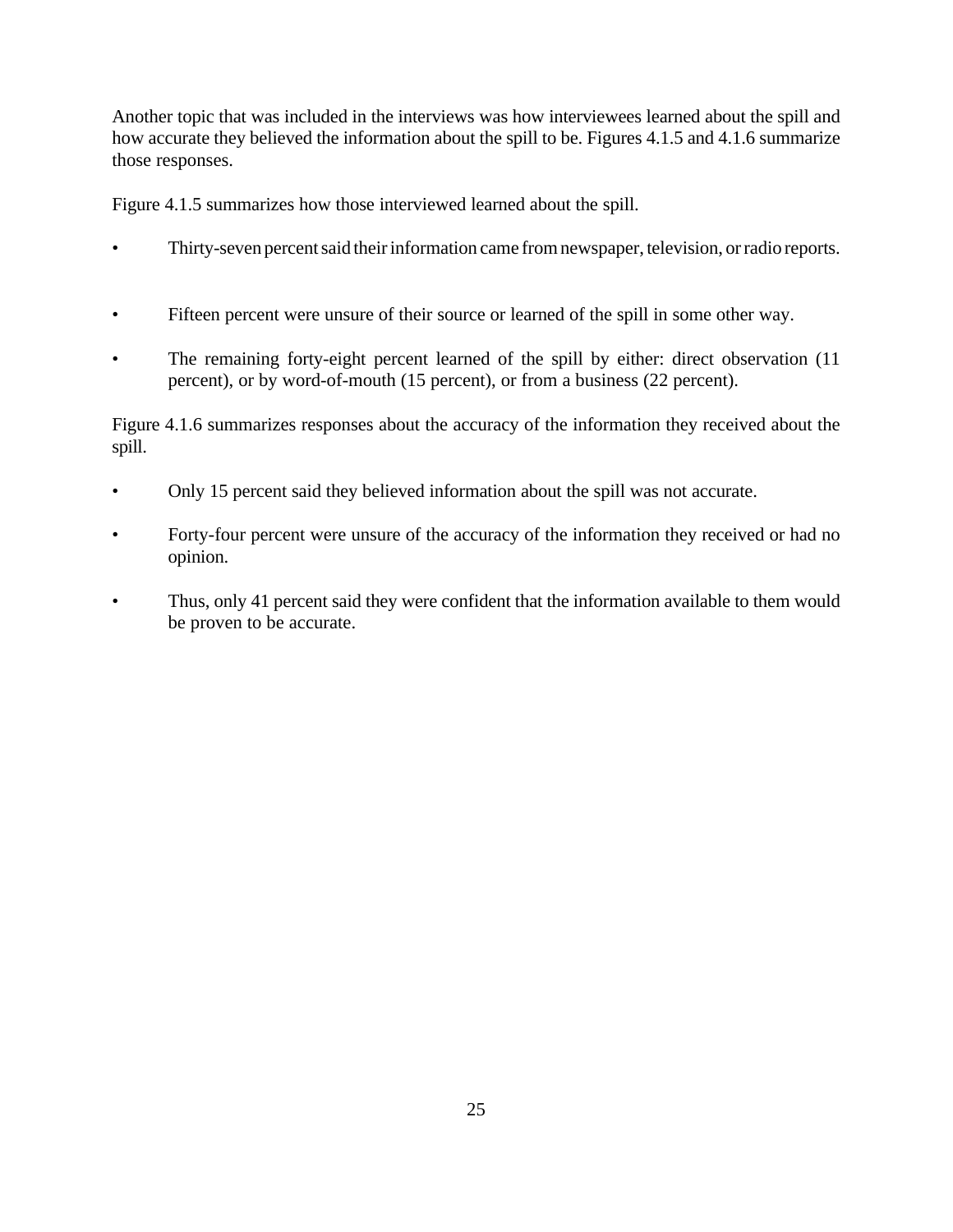Another topic that was included in the interviews was how interviewees learned about the spill and how accurate they believed the information about the spill to be. Figures 4.1.5 and 4.1.6 summarize those responses.

Figure 4.1.5 summarizes how those interviewed learned about the spill.

- Thirty-seven percent said their information came from newspaper, television, or radio reports.
- Fifteen percent were unsure of their source or learned of the spill in some other way.
- The remaining forty-eight percent learned of the spill by either: direct observation (11 percent), or by word-of-mouth (15 percent), or from a business (22 percent).

Figure 4.1.6 summarizes responses about the accuracy of the information they received about the spill.

- Only 15 percent said they believed information about the spill was not accurate.
- Forty-four percent were unsure of the accuracy of the information they received or had no opinion.
- Thus, only 41 percent said they were confident that the information available to them would be proven to be accurate.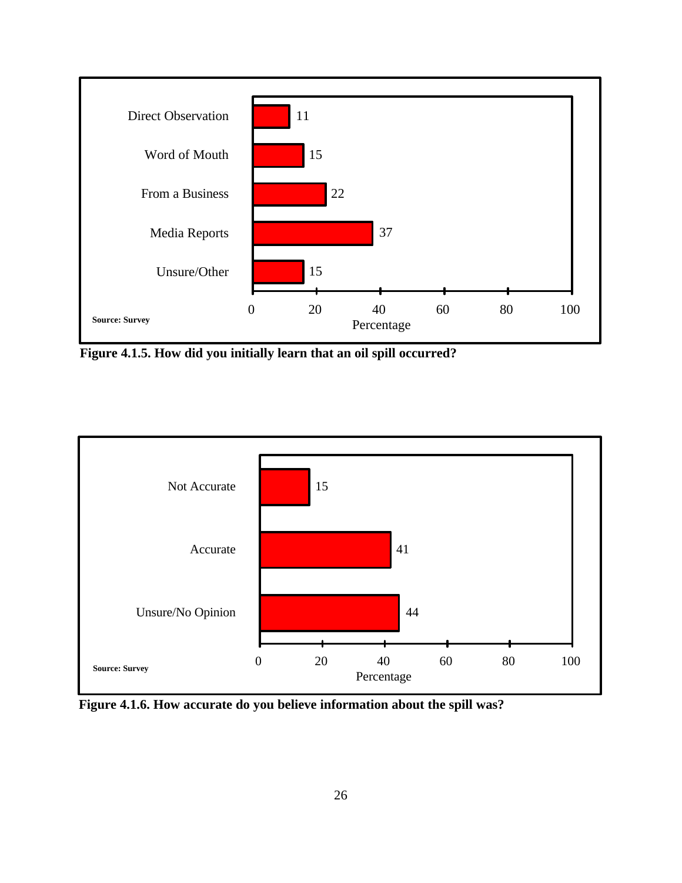| Response | Percentage |
| --- | --- |
| Direct Observation | 11 |
| Word of Mouth | 15 |
| From a Business | 22 |
| Media Reports | 37 |
| Unsure/Other | 15 |

Source: Survey

**Figure 4.1.5. How did you initially learn that an oil spill occurred?**

| Response | Percentage |
| --- | --- |
| Not Accurate | 15 |
| Accurate | 41 |
| Unsure/No Opinion | 44 |

Source: Survey

**Figure 4.1.6. How accurate do you believe information about the spill was?**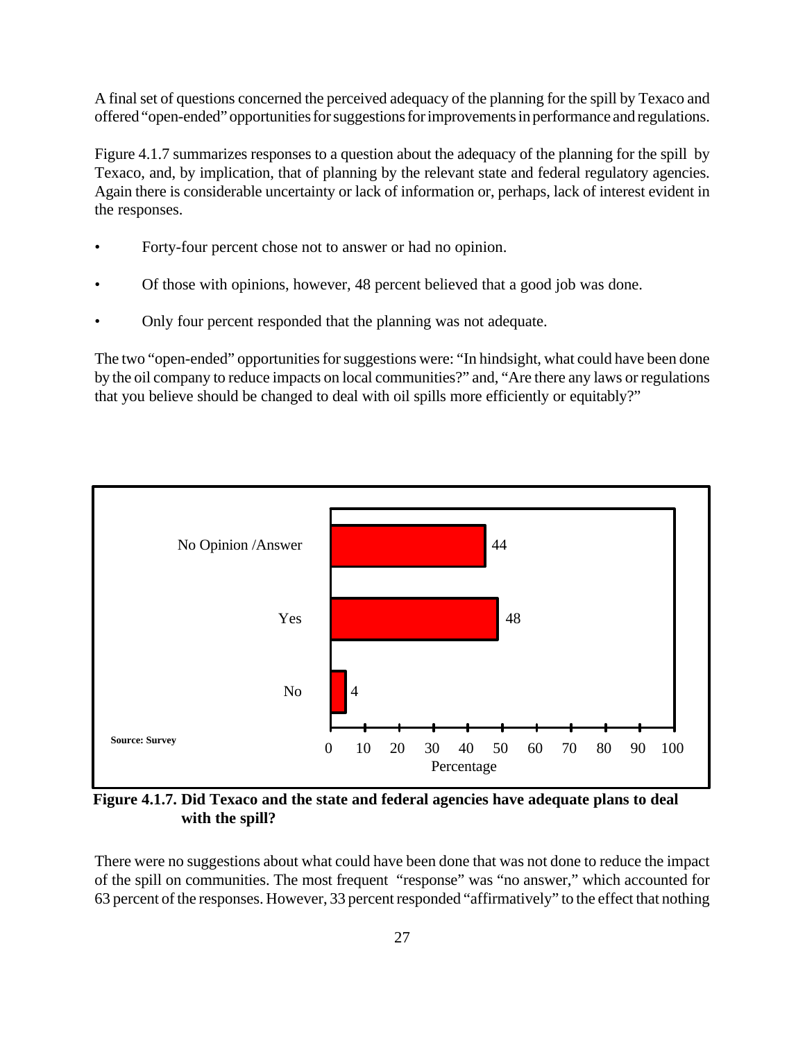A final set of questions concerned the perceived adequacy of the planning for the spill by Texaco and offered "open-ended" opportunities for suggestions for improvements in performance and regulations.

Figure 4.1.7 summarizes responses to a question about the adequacy of the planning for the spill by Texaco, and, by implication, that of planning by the relevant state and federal regulatory agencies. Again there is considerable uncertainty or lack of information or, perhaps, lack of interest evident in the responses.

- Forty-four percent chose not to answer or had no opinion.
- Of those with opinions, however, 48 percent believed that a good job was done.
- Only four percent responded that the planning was not adequate.

The two "open-ended" opportunities for suggestions were: "In hindsight, what could have been done by the oil company to reduce impacts on local communities?" and, "Are there any laws or regulations that you believe should be changed to deal with oil spills more efficiently or equitably?"

| Response | Percentage |
|---|---|
| No Opinion /Answer | 44 |
| Yes | 48 |
| No | 4 |

Source: Survey

**Figure 4.1.7. Did Texaco and the state and federal agencies have adequate plans to deal with the spill?**

There were no suggestions about what could have been done that was not done to reduce the impact of the spill on communities. The most frequent "response" was "no answer," which accounted for 63 percent of the responses. However, 33 percent responded "affirmatively" to the effect that nothing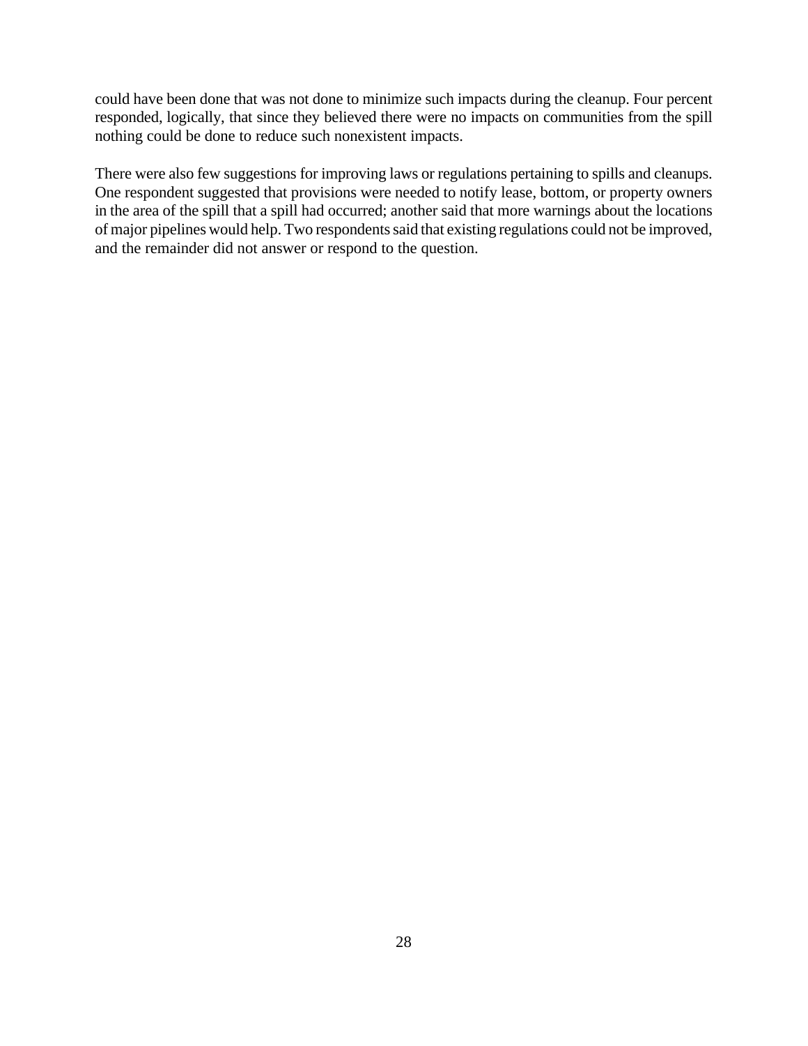could have been done that was not done to minimize such impacts during the cleanup. Four percent responded, logically, that since they believed there were no impacts on communities from the spill nothing could be done to reduce such nonexistent impacts.

There were also few suggestions for improving laws or regulations pertaining to spills and cleanups. One respondent suggested that provisions were needed to notify lease, bottom, or property owners in the area of the spill that a spill had occurred; another said that more warnings about the locations of major pipelines would help. Two respondents said that existing regulations could not be improved, and the remainder did not answer or respond to the question.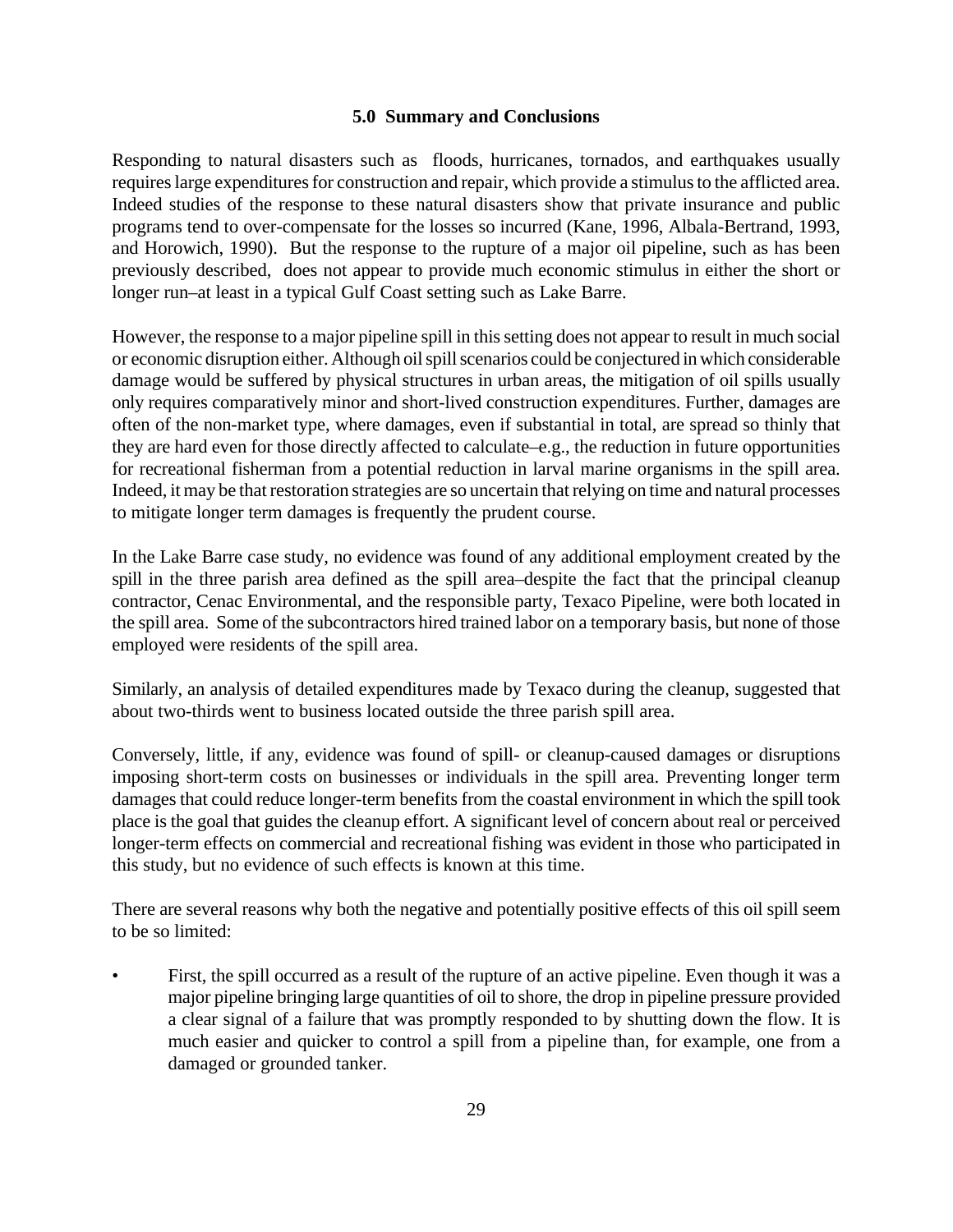## 5.0 Summary and Conclusions

Responding to natural disasters such as floods, hurricanes, tornados, and earthquakes usually requires large expenditures for construction and repair, which provide a stimulus to the afflicted area. Indeed studies of the response to these natural disasters show that private insurance and public programs tend to over-compensate for the losses so incurred (Kane, 1996, Albala-Bertrand, 1993, and Horowich, 1990). But the response to the rupture of a major oil pipeline, such as has been previously described, does not appear to provide much economic stimulus in either the short or longer run–at least in a typical Gulf Coast setting such as Lake Barre.

However, the response to a major pipeline spill in this setting does not appear to result in much social or economic disruption either. Although oil spill scenarios could be conjectured in which considerable damage would be suffered by physical structures in urban areas, the mitigation of oil spills usually only requires comparatively minor and short-lived construction expenditures. Further, damages are often of the non-market type, where damages, even if substantial in total, are spread so thinly that they are hard even for those directly affected to calculate–e.g., the reduction in future opportunities for recreational fisherman from a potential reduction in larval marine organisms in the spill area. Indeed, it may be that restoration strategies are so uncertain that relying on time and natural processes to mitigate longer term damages is frequently the prudent course.

In the Lake Barre case study, no evidence was found of any additional employment created by the spill in the three parish area defined as the spill area–despite the fact that the principal cleanup contractor, Cenac Environmental, and the responsible party, Texaco Pipeline, were both located in the spill area. Some of the subcontractors hired trained labor on a temporary basis, but none of those employed were residents of the spill area.

Similarly, an analysis of detailed expenditures made by Texaco during the cleanup, suggested that about two-thirds went to business located outside the three parish spill area.

Conversely, little, if any, evidence was found of spill- or cleanup-caused damages or disruptions imposing short-term costs on businesses or individuals in the spill area. Preventing longer term damages that could reduce longer-term benefits from the coastal environment in which the spill took place is the goal that guides the cleanup effort. A significant level of concern about real or perceived longer-term effects on commercial and recreational fishing was evident in those who participated in this study, but no evidence of such effects is known at this time.

There are several reasons why both the negative and potentially positive effects of this oil spill seem to be so limited:

- First, the spill occurred as a result of the rupture of an active pipeline. Even though it was a major pipeline bringing large quantities of oil to shore, the drop in pipeline pressure provided a clear signal of a failure that was promptly responded to by shutting down the flow. It is much easier and quicker to control a spill from a pipeline than, for example, one from a damaged or grounded tanker.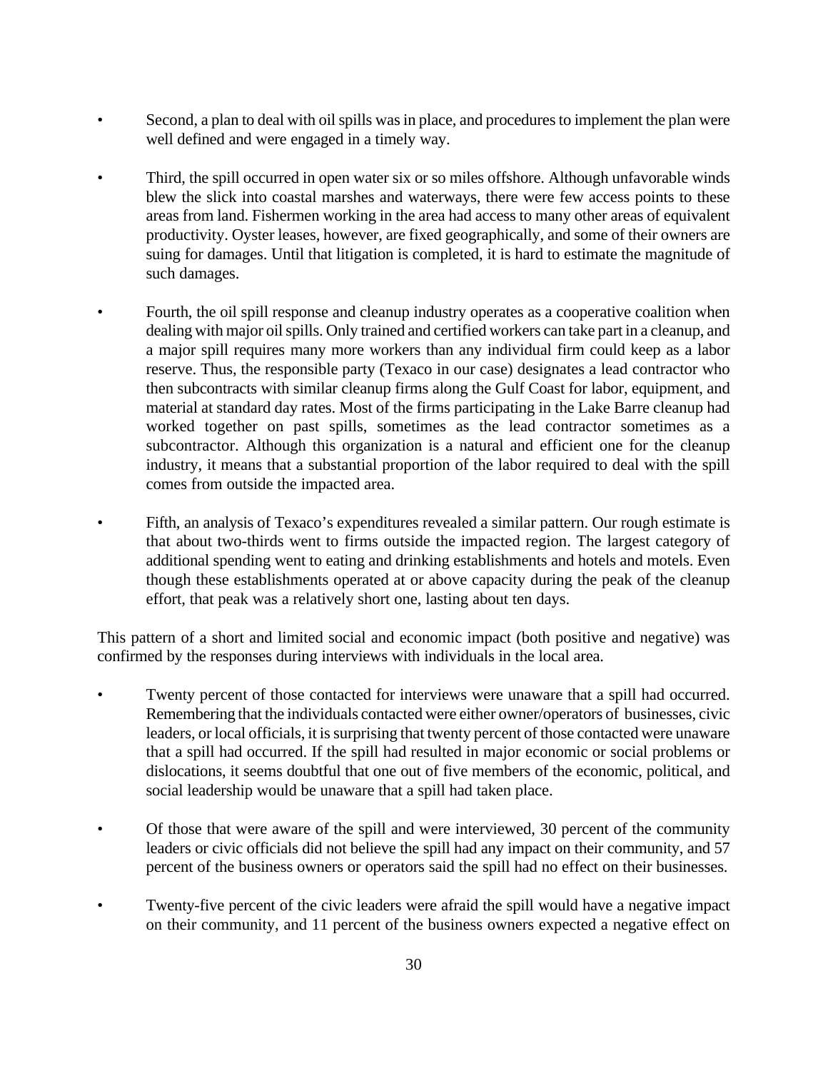- Second, a plan to deal with oil spills was in place, and procedures to implement the plan were well defined and were engaged in a timely way.

- Third, the spill occurred in open water six or so miles offshore. Although unfavorable winds blew the slick into coastal marshes and waterways, there were few access points to these areas from land. Fishermen working in the area had access to many other areas of equivalent productivity. Oyster leases, however, are fixed geographically, and some of their owners are suing for damages. Until that litigation is completed, it is hard to estimate the magnitude of such damages.

- Fourth, the oil spill response and cleanup industry operates as a cooperative coalition when dealing with major oil spills. Only trained and certified workers can take part in a cleanup, and a major spill requires many more workers than any individual firm could keep as a labor reserve. Thus, the responsible party (Texaco in our case) designates a lead contractor who then subcontracts with similar cleanup firms along the Gulf Coast for labor, equipment, and material at standard day rates. Most of the firms participating in the Lake Barre cleanup had worked together on past spills, sometimes as the lead contractor sometimes as a subcontractor. Although this organization is a natural and efficient one for the cleanup industry, it means that a substantial proportion of the labor required to deal with the spill comes from outside the impacted area.

- Fifth, an analysis of Texaco's expenditures revealed a similar pattern. Our rough estimate is that about two-thirds went to firms outside the impacted region. The largest category of additional spending went to eating and drinking establishments and hotels and motels. Even though these establishments operated at or above capacity during the peak of the cleanup effort, that peak was a relatively short one, lasting about ten days.

This pattern of a short and limited social and economic impact (both positive and negative) was confirmed by the responses during interviews with individuals in the local area.

- Twenty percent of those contacted for interviews were unaware that a spill had occurred. Remembering that the individuals contacted were either owner/operators of businesses, civic leaders, or local officials, it is surprising that twenty percent of those contacted were unaware that a spill had occurred. If the spill had resulted in major economic or social problems or dislocations, it seems doubtful that one out of five members of the economic, political, and social leadership would be unaware that a spill had taken place.

- Of those that were aware of the spill and were interviewed, 30 percent of the community leaders or civic officials did not believe the spill had any impact on their community, and 57 percent of the business owners or operators said the spill had no effect on their businesses.

- Twenty-five percent of the civic leaders were afraid the spill would have a negative impact on their community, and 11 percent of the business owners expected a negative effect on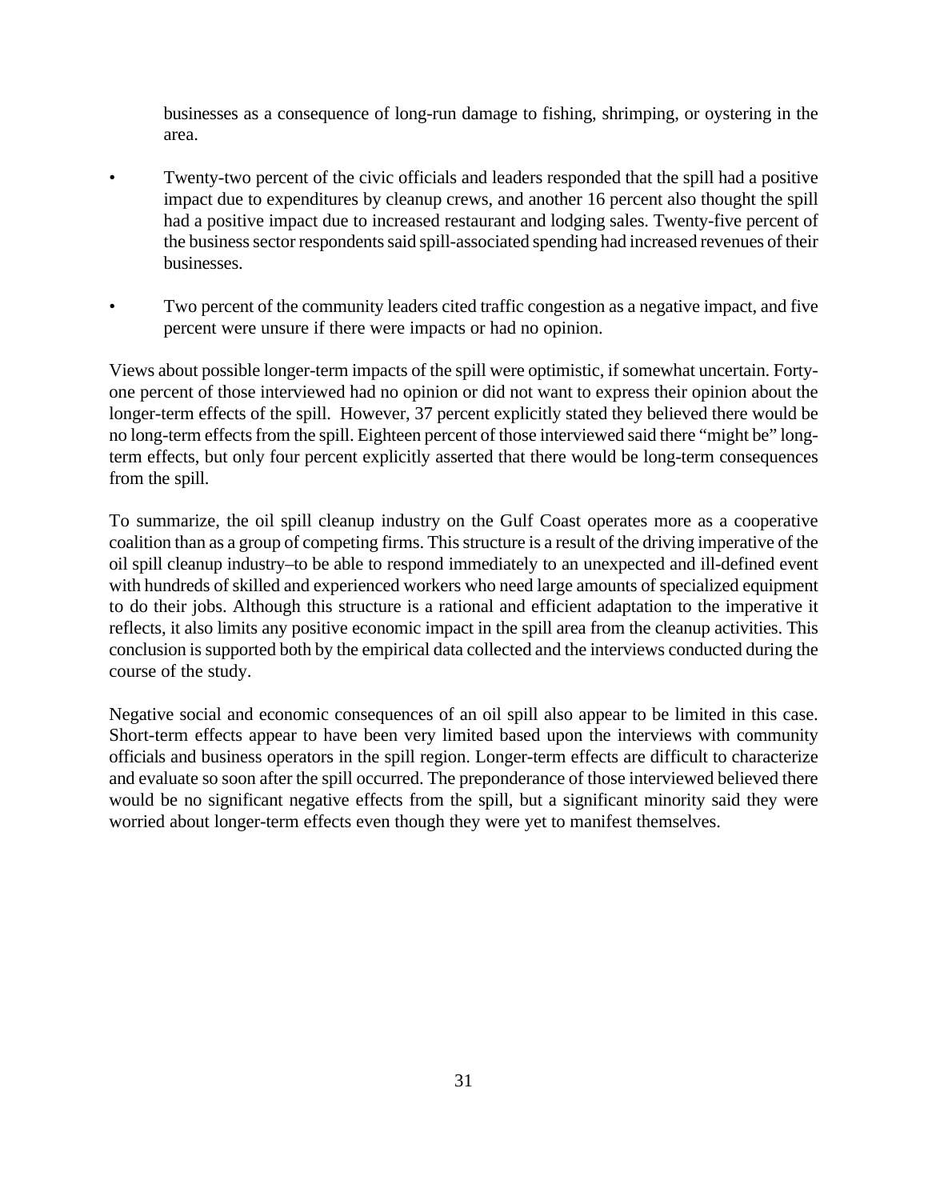businesses as a consequence of long-run damage to fishing, shrimping, or oystering in the area.

- Twenty-two percent of the civic officials and leaders responded that the spill had a positive impact due to expenditures by cleanup crews, and another 16 percent also thought the spill had a positive impact due to increased restaurant and lodging sales. Twenty-five percent of the business sector respondents said spill-associated spending had increased revenues of their businesses.

- Two percent of the community leaders cited traffic congestion as a negative impact, and five percent were unsure if there were impacts or had no opinion.

Views about possible longer-term impacts of the spill were optimistic, if somewhat uncertain. Forty-one percent of those interviewed had no opinion or did not want to express their opinion about the longer-term effects of the spill. However, 37 percent explicitly stated they believed there would be no long-term effects from the spill. Eighteen percent of those interviewed said there "might be" long-term effects, but only four percent explicitly asserted that there would be long-term consequences from the spill.

To summarize, the oil spill cleanup industry on the Gulf Coast operates more as a cooperative coalition than as a group of competing firms. This structure is a result of the driving imperative of the oil spill cleanup industry–to be able to respond immediately to an unexpected and ill-defined event with hundreds of skilled and experienced workers who need large amounts of specialized equipment to do their jobs. Although this structure is a rational and efficient adaptation to the imperative it reflects, it also limits any positive economic impact in the spill area from the cleanup activities. This conclusion is supported both by the empirical data collected and the interviews conducted during the course of the study.

Negative social and economic consequences of an oil spill also appear to be limited in this case. Short-term effects appear to have been very limited based upon the interviews with community officials and business operators in the spill region. Longer-term effects are difficult to characterize and evaluate so soon after the spill occurred. The preponderance of those interviewed believed there would be no significant negative effects from the spill, but a significant minority said they were worried about longer-term effects even though they were yet to manifest themselves.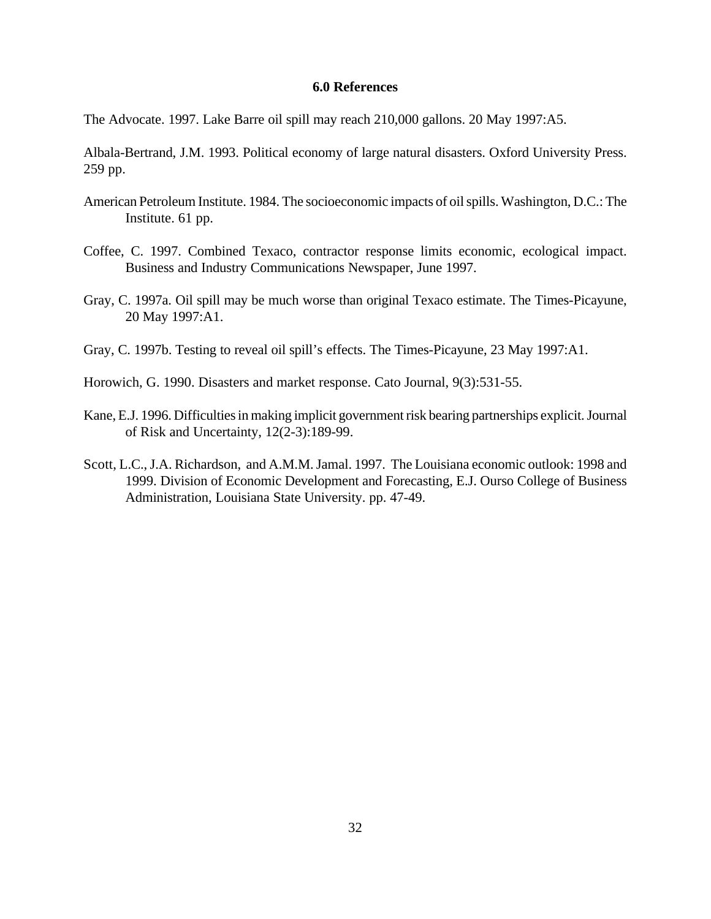## 6.0 References

The Advocate. 1997. Lake Barre oil spill may reach 210,000 gallons. 20 May 1997:A5.

Albala-Bertrand, J.M. 1993. Political economy of large natural disasters. Oxford University Press. 259 pp.

American Petroleum Institute. 1984. The socioeconomic impacts of oil spills. Washington, D.C.: The Institute. 61 pp.

Coffee, C. 1997. Combined Texaco, contractor response limits economic, ecological impact. Business and Industry Communications Newspaper, June 1997.

Gray, C. 1997a. Oil spill may be much worse than original Texaco estimate. The Times-Picayune, 20 May 1997:A1.

Gray, C. 1997b. Testing to reveal oil spill's effects. The Times-Picayune, 23 May 1997:A1.

Horowich, G. 1990. Disasters and market response. Cato Journal, 9(3):531-55.

Kane, E.J. 1996. Difficulties in making implicit government risk bearing partnerships explicit. Journal of Risk and Uncertainty, 12(2-3):189-99.

Scott, L.C., J.A. Richardson, and A.M.M. Jamal. 1997. The Louisiana economic outlook: 1998 and 1999. Division of Economic Development and Forecasting, E.J. Ourso College of Business Administration, Louisiana State University. pp. 47-49.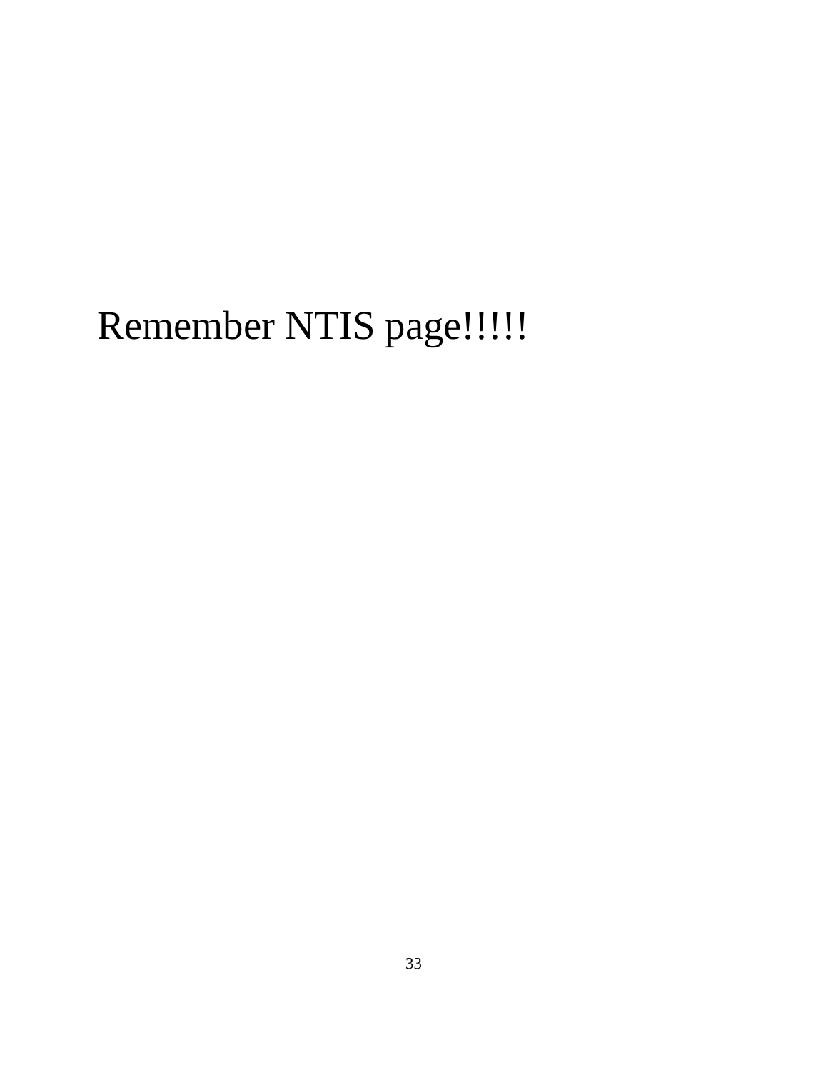Remember NTIS page!!!!!